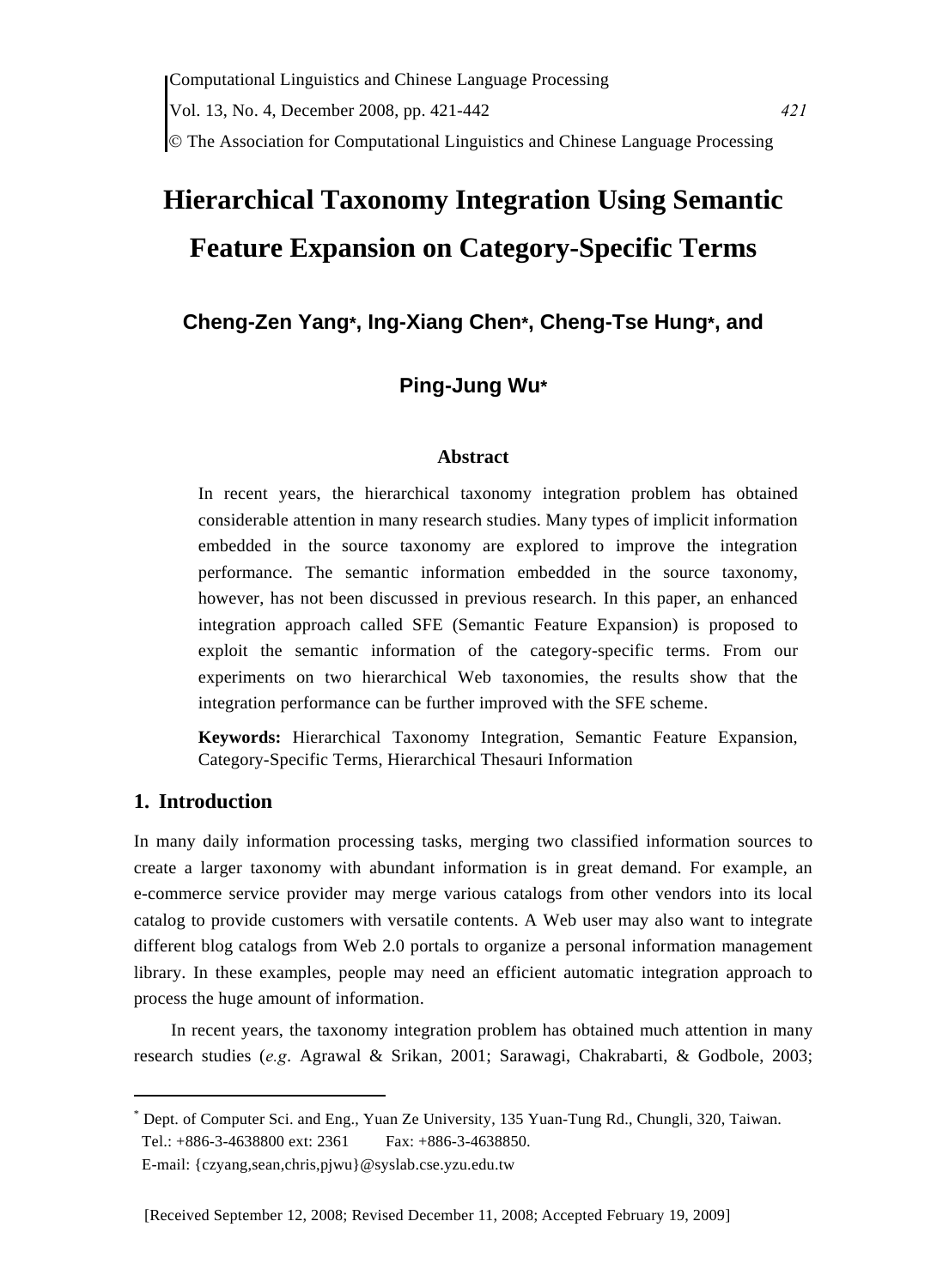# Hierarchical Taxonomy Integration Using Semantic Feature Expansion on Category-Specific Terms

**Cheng-Zen Yang*, Ing-Xiang Chen*, Cheng-Tse Hung*, and Ping-Jung Wu***

### Abstract

In recent years, the hierarchical taxonomy integration problem has obtained considerable attention in many research studies. Many types of implicit information embedded in the source taxonomy are explored to improve the integration performance. The semantic information embedded in the source taxonomy, however, has not been discussed in previous research. In this paper, an enhanced integration approach called SFE (Semantic Feature Expansion) is proposed to exploit the semantic information of the category-specific terms. From our experiments on two hierarchical Web taxonomies, the results show that the integration performance can be further improved with the SFE scheme.

**Keywords:** Hierarchical Taxonomy Integration, Semantic Feature Expansion, Category-Specific Terms, Hierarchical Thesauri Information

## 1. Introduction

In many daily information processing tasks, merging two classified information sources to create a larger taxonomy with abundant information is in great demand. For example, an e-commerce service provider may merge various catalogs from other vendors into its local catalog to provide customers with versatile contents. A Web user may also want to integrate different blog catalogs from Web 2.0 portals to organize a personal information management library. In these examples, people may need an efficient automatic integration approach to process the huge amount of information.

In recent years, the taxonomy integration problem has obtained much attention in many research studies (*e.g*. Agrawal & Srikan, 2001; Sarawagi, Chakrabarti, & Godbole, 2003;

---

* Dept. of Computer Sci. and Eng., Yuan Ze University, 135 Yuan-Tung Rd., Chungli, 320, Taiwan.
Tel.: +886-3-4638800 ext: 2361 Fax: +886-3-4638850.
E-mail: {czyang,sean,chris,pjwu}@syslab.cse.yzu.edu.tw

[Received September 12, 2008; Revised December 11, 2008; Accepted February 19, 2009]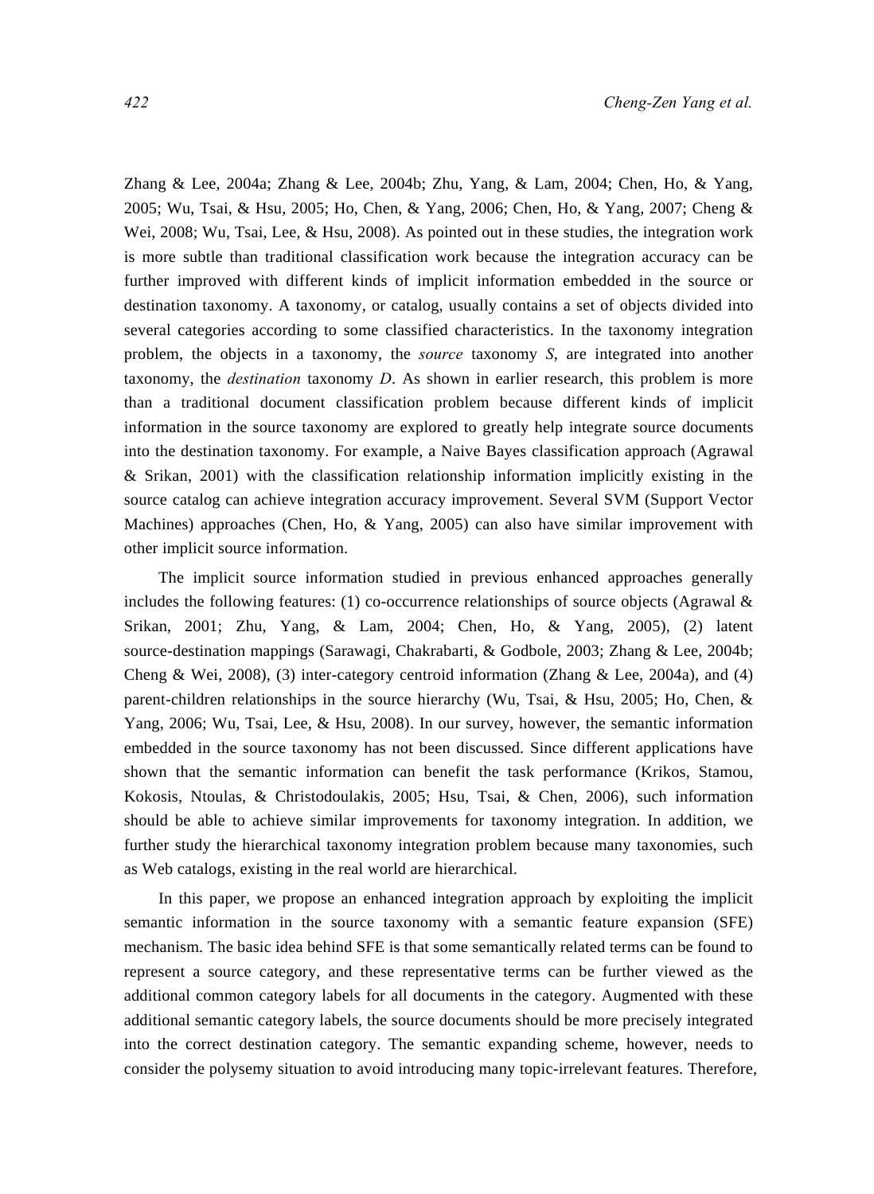Zhang & Lee, 2004a; Zhang & Lee, 2004b; Zhu, Yang, & Lam, 2004; Chen, Ho, & Yang, 2005; Wu, Tsai, & Hsu, 2005; Ho, Chen, & Yang, 2006; Chen, Ho, & Yang, 2007; Cheng & Wei, 2008; Wu, Tsai, Lee, & Hsu, 2008). As pointed out in these studies, the integration work is more subtle than traditional classification work because the integration accuracy can be further improved with different kinds of implicit information embedded in the source or destination taxonomy. A taxonomy, or catalog, usually contains a set of objects divided into several categories according to some classified characteristics. In the taxonomy integration problem, the objects in a taxonomy, the *source* taxonomy *S*, are integrated into another taxonomy, the *destination* taxonomy *D*. As shown in earlier research, this problem is more than a traditional document classification problem because different kinds of implicit information in the source taxonomy are explored to greatly help integrate source documents into the destination taxonomy. For example, a Naive Bayes classification approach (Agrawal & Srikan, 2001) with the classification relationship information implicitly existing in the source catalog can achieve integration accuracy improvement. Several SVM (Support Vector Machines) approaches (Chen, Ho, & Yang, 2005) can also have similar improvement with other implicit source information.

The implicit source information studied in previous enhanced approaches generally includes the following features: (1) co-occurrence relationships of source objects (Agrawal & Srikan, 2001; Zhu, Yang, & Lam, 2004; Chen, Ho, & Yang, 2005), (2) latent source-destination mappings (Sarawagi, Chakrabarti, & Godbole, 2003; Zhang & Lee, 2004b; Cheng & Wei, 2008), (3) inter-category centroid information (Zhang & Lee, 2004a), and (4) parent-children relationships in the source hierarchy (Wu, Tsai, & Hsu, 2005; Ho, Chen, & Yang, 2006; Wu, Tsai, Lee, & Hsu, 2008). In our survey, however, the semantic information embedded in the source taxonomy has not been discussed. Since different applications have shown that the semantic information can benefit the task performance (Krikos, Stamou, Kokosis, Ntoulas, & Christodoulakis, 2005; Hsu, Tsai, & Chen, 2006), such information should be able to achieve similar improvements for taxonomy integration. In addition, we further study the hierarchical taxonomy integration problem because many taxonomies, such as Web catalogs, existing in the real world are hierarchical.

In this paper, we propose an enhanced integration approach by exploiting the implicit semantic information in the source taxonomy with a semantic feature expansion (SFE) mechanism. The basic idea behind SFE is that some semantically related terms can be found to represent a source category, and these representative terms can be further viewed as the additional common category labels for all documents in the category. Augmented with these additional semantic category labels, the source documents should be more precisely integrated into the correct destination category. The semantic expanding scheme, however, needs to consider the polysemy situation to avoid introducing many topic-irrelevant features. Therefore,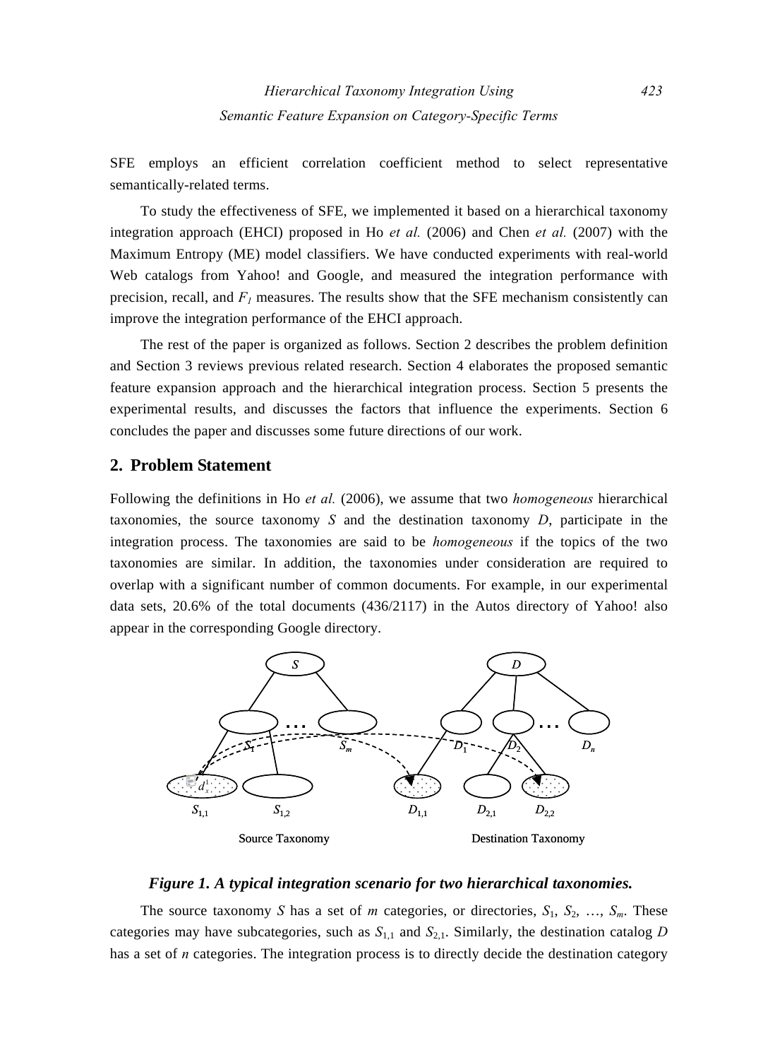SFE employs an efficient correlation coefficient method to select representative semantically-related terms.

To study the effectiveness of SFE, we implemented it based on a hierarchical taxonomy integration approach (EHCI) proposed in Ho *et al.* (2006) and Chen *et al.* (2007) with the Maximum Entropy (ME) model classifiers. We have conducted experiments with real-world Web catalogs from Yahoo! and Google, and measured the integration performance with precision, recall, and $F_1$ measures. The results show that the SFE mechanism consistently can improve the integration performance of the EHCI approach.

The rest of the paper is organized as follows. Section 2 describes the problem definition and Section 3 reviews previous related research. Section 4 elaborates the proposed semantic feature expansion approach and the hierarchical integration process. Section 5 presents the experimental results, and discusses the factors that influence the experiments. Section 6 concludes the paper and discusses some future directions of our work.

## 2. Problem Statement

Following the definitions in Ho *et al.* (2006), we assume that two *homogeneous* hierarchical taxonomies, the source taxonomy $S$ and the destination taxonomy $D$, participate in the integration process. The taxonomies are said to be *homogeneous* if the topics of the two taxonomies are similar. In addition, the taxonomies under consideration are required to overlap with a significant number of common documents. For example, in our experimental data sets, 20.6% of the total documents (436/2117) in the Autos directory of Yahoo! also appear in the corresponding Google directory.

***Figure 1. A typical integration scenario for two hierarchical taxonomies.***

The source taxonomy $S$ has a set of $m$ categories, or directories, $S_1$, $S_2$, …, $S_m$. These categories may have subcategories, such as $S_{1,1}$ and $S_{2,1}$. Similarly, the destination catalog $D$ has a set of $n$ categories. The integration process is to directly decide the destination category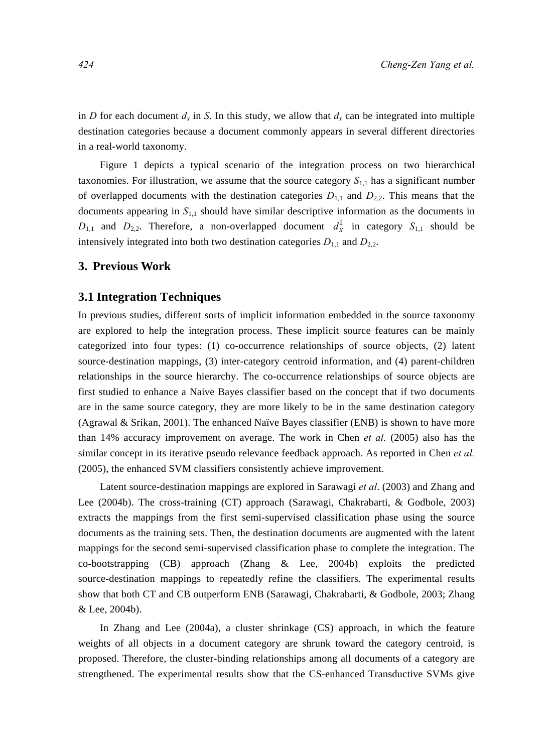in $D$ for each document $d_x$ in $S$. In this study, we allow that $d_x$ can be integrated into multiple destination categories because a document commonly appears in several different directories in a real-world taxonomy.

Figure 1 depicts a typical scenario of the integration process on two hierarchical taxonomies. For illustration, we assume that the source category $S_{1,1}$ has a significant number of overlapped documents with the destination categories $D_{1,1}$ and $D_{2,2}$. This means that the documents appearing in $S_{1,1}$ should have similar descriptive information as the documents in $D_{1,1}$ and $D_{2,2}$. Therefore, a non-overlapped document $d_x^1$ in category $S_{1,1}$ should be intensively integrated into both two destination categories $D_{1,1}$ and $D_{2,2}$.

## 3. Previous Work

### 3.1 Integration Techniques

In previous studies, different sorts of implicit information embedded in the source taxonomy are explored to help the integration process. These implicit source features can be mainly categorized into four types: (1) co-occurrence relationships of source objects, (2) latent source-destination mappings, (3) inter-category centroid information, and (4) parent-children relationships in the source hierarchy. The co-occurrence relationships of source objects are first studied to enhance a Naive Bayes classifier based on the concept that if two documents are in the same source category, they are more likely to be in the same destination category (Agrawal & Srikan, 2001). The enhanced Naïve Bayes classifier (ENB) is shown to have more than 14% accuracy improvement on average. The work in Chen *et al.* (2005) also has the similar concept in its iterative pseudo relevance feedback approach. As reported in Chen *et al.* (2005), the enhanced SVM classifiers consistently achieve improvement.

Latent source-destination mappings are explored in Sarawagi *et al*. (2003) and Zhang and Lee (2004b). The cross-training (CT) approach (Sarawagi, Chakrabarti, & Godbole, 2003) extracts the mappings from the first semi-supervised classification phase using the source documents as the training sets. Then, the destination documents are augmented with the latent mappings for the second semi-supervised classification phase to complete the integration. The co-bootstrapping (CB) approach (Zhang & Lee, 2004b) exploits the predicted source-destination mappings to repeatedly refine the classifiers. The experimental results show that both CT and CB outperform ENB (Sarawagi, Chakrabarti, & Godbole, 2003; Zhang & Lee, 2004b).

In Zhang and Lee (2004a), a cluster shrinkage (CS) approach, in which the feature weights of all objects in a document category are shrunk toward the category centroid, is proposed. Therefore, the cluster-binding relationships among all documents of a category are strengthened. The experimental results show that the CS-enhanced Transductive SVMs give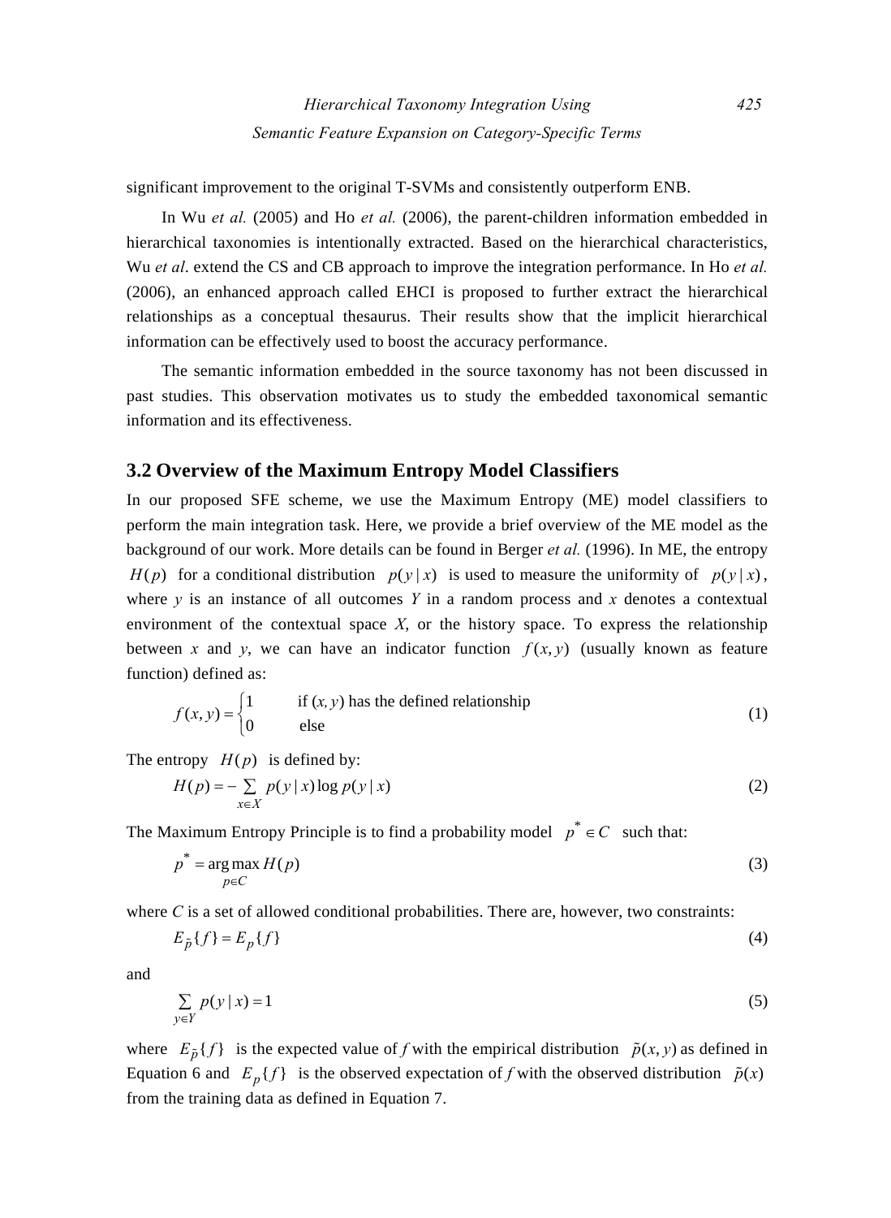significant improvement to the original T-SVMs and consistently outperform ENB.

In Wu *et al.* (2005) and Ho *et al.* (2006), the parent-children information embedded in hierarchical taxonomies is intentionally extracted. Based on the hierarchical characteristics, Wu *et al*. extend the CS and CB approach to improve the integration performance. In Ho *et al.* (2006), an enhanced approach called EHCI is proposed to further extract the hierarchical relationships as a conceptual thesaurus. Their results show that the implicit hierarchical information can be effectively used to boost the accuracy performance.

The semantic information embedded in the source taxonomy has not been discussed in past studies. This observation motivates us to study the embedded taxonomical semantic information and its effectiveness.

## 3.2 Overview of the Maximum Entropy Model Classifiers

In our proposed SFE scheme, we use the Maximum Entropy (ME) model classifiers to perform the main integration task. Here, we provide a brief overview of the ME model as the background of our work. More details can be found in Berger *et al.* (1996). In ME, the entropy $H(p)$ for a conditional distribution $p(y \mid x)$ is used to measure the uniformity of $p(y \mid x)$, where *y* is an instance of all outcomes *Y* in a random process and *x* denotes a contextual environment of the contextual space *X*, or the history space. To express the relationship between *x* and *y*, we can have an indicator function $f(x, y)$ (usually known as feature function) defined as:

$$f(x,y) = \begin{cases} 1 & \text{if } (x, y) \text{ has the defined relationship} \\ 0 & \text{else} \end{cases} \tag{1}$$

The entropy $H(p)$ is defined by:

$$H(p) = -\sum_{x \in X} p(y \mid x) \log p(y \mid x) \tag{2}$$

The Maximum Entropy Principle is to find a probability model $p^* \in C$ such that:

$$p^* = \arg\max_{p \in C} H(p) \tag{3}$$

where *C* is a set of allowed conditional probabilities. There are, however, two constraints:

$$E_{\tilde{p}}\{f\} = E_p\{f\} \tag{4}$$

and

$$\sum_{y \in Y} p(y \mid x) = 1 \tag{5}$$

where $E_{\tilde{p}}\{f\}$ is the expected value of *f* with the empirical distribution $\tilde{p}(x, y)$ as defined in Equation 6 and $E_p\{f\}$ is the observed expectation of *f* with the observed distribution $\tilde{p}(x)$ from the training data as defined in Equation 7.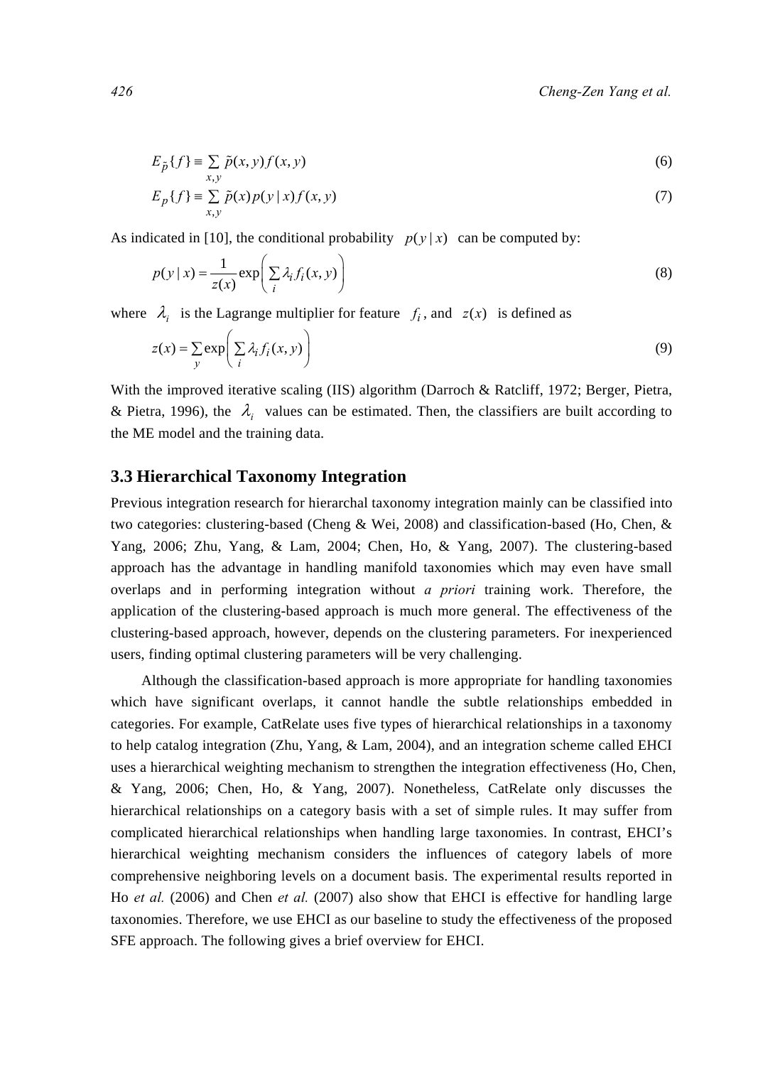$$E_{\tilde{p}}\{f\} \equiv \sum_{x,y} \tilde{p}(x,y) f(x,y) \tag{6}$$

$$E_p\{f\} \equiv \sum_{x,y} \tilde{p}(x) p(y \mid x) f(x,y) \tag{7}$$

As indicated in [10], the conditional probability $p(y \mid x)$ can be computed by:

$$p(y \mid x) = \frac{1}{z(x)} \exp\left( \sum_i \lambda_i f_i(x,y) \right) \tag{8}$$

where $\lambda_i$ is the Lagrange multiplier for feature $f_i$, and $z(x)$ is defined as

$$z(x) = \sum_y \exp\left( \sum_i \lambda_i f_i(x,y) \right) \tag{9}$$

With the improved iterative scaling (IIS) algorithm (Darroch & Ratcliff, 1972; Berger, Pietra, & Pietra, 1996), the $\lambda_i$ values can be estimated. Then, the classifiers are built according to the ME model and the training data.

### 3.3 Hierarchical Taxonomy Integration

Previous integration research for hierarchal taxonomy integration mainly can be classified into two categories: clustering-based (Cheng & Wei, 2008) and classification-based (Ho, Chen, & Yang, 2006; Zhu, Yang, & Lam, 2004; Chen, Ho, & Yang, 2007). The clustering-based approach has the advantage in handling manifold taxonomies which may even have small overlaps and in performing integration without *a priori* training work. Therefore, the application of the clustering-based approach is much more general. The effectiveness of the clustering-based approach, however, depends on the clustering parameters. For inexperienced users, finding optimal clustering parameters will be very challenging.

Although the classification-based approach is more appropriate for handling taxonomies which have significant overlaps, it cannot handle the subtle relationships embedded in categories. For example, CatRelate uses five types of hierarchical relationships in a taxonomy to help catalog integration (Zhu, Yang, & Lam, 2004), and an integration scheme called EHCI uses a hierarchical weighting mechanism to strengthen the integration effectiveness (Ho, Chen, & Yang, 2006; Chen, Ho, & Yang, 2007). Nonetheless, CatRelate only discusses the hierarchical relationships on a category basis with a set of simple rules. It may suffer from complicated hierarchical relationships when handling large taxonomies. In contrast, EHCI's hierarchical weighting mechanism considers the influences of category labels of more comprehensive neighboring levels on a document basis. The experimental results reported in Ho *et al.* (2006) and Chen *et al.* (2007) also show that EHCI is effective for handling large taxonomies. Therefore, we use EHCI as our baseline to study the effectiveness of the proposed SFE approach. The following gives a brief overview for EHCI.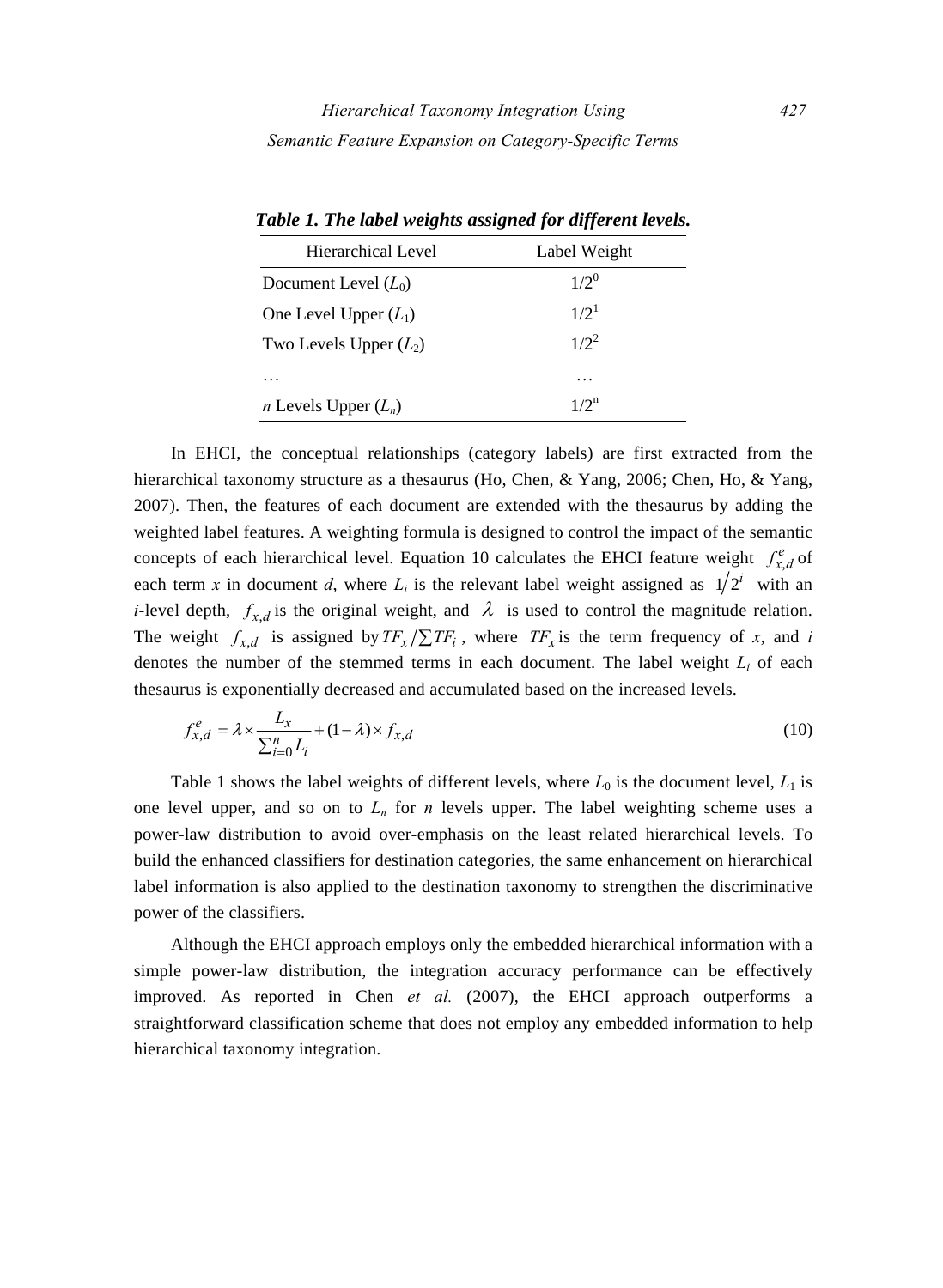**Table 1. The label weights assigned for different levels.**

| Hierarchical Level | Label Weight |
|---|---|
| Document Level ($L_0$) | $1/2^0$ |
| One Level Upper ($L_1$) | $1/2^1$ |
| Two Levels Upper ($L_2$) | $1/2^2$ |
| … | … |
| *n* Levels Upper ($L_n$) | $1/2^n$ |

In EHCI, the conceptual relationships (category labels) are first extracted from the hierarchical taxonomy structure as a thesaurus (Ho, Chen, & Yang, 2006; Chen, Ho, & Yang, 2007). Then, the features of each document are extended with the thesaurus by adding the weighted label features. A weighting formula is designed to control the impact of the semantic concepts of each hierarchical level. Equation 10 calculates the EHCI feature weight $f^{e}_{x,d}$ of each term $x$ in document $d$, where $L_i$ is the relevant label weight assigned as $1/2^i$ with an $i$-level depth, $f_{x,d}$ is the original weight, and $\lambda$ is used to control the magnitude relation. The weight $f_{x,d}$ is assigned by $TF_x / \sum TF_i$, where $TF_x$ is the term frequency of $x$, and $i$ denotes the number of the stemmed terms in each document. The label weight $L_i$ of each thesaurus is exponentially decreased and accumulated based on the increased levels.

$$f^{e}_{x,d} = \lambda \times \frac{L_x}{\sum_{i=0}^{n} L_i} + (1-\lambda) \times f_{x,d} \tag{10}$$

Table 1 shows the label weights of different levels, where $L_0$ is the document level, $L_1$ is one level upper, and so on to $L_n$ for $n$ levels upper. The label weighting scheme uses a power-law distribution to avoid over-emphasis on the least related hierarchical levels. To build the enhanced classifiers for destination categories, the same enhancement on hierarchical label information is also applied to the destination taxonomy to strengthen the discriminative power of the classifiers.

Although the EHCI approach employs only the embedded hierarchical information with a simple power-law distribution, the integration accuracy performance can be effectively improved. As reported in Chen *et al.* (2007), the EHCI approach outperforms a straightforward classification scheme that does not employ any embedded information to help hierarchical taxonomy integration.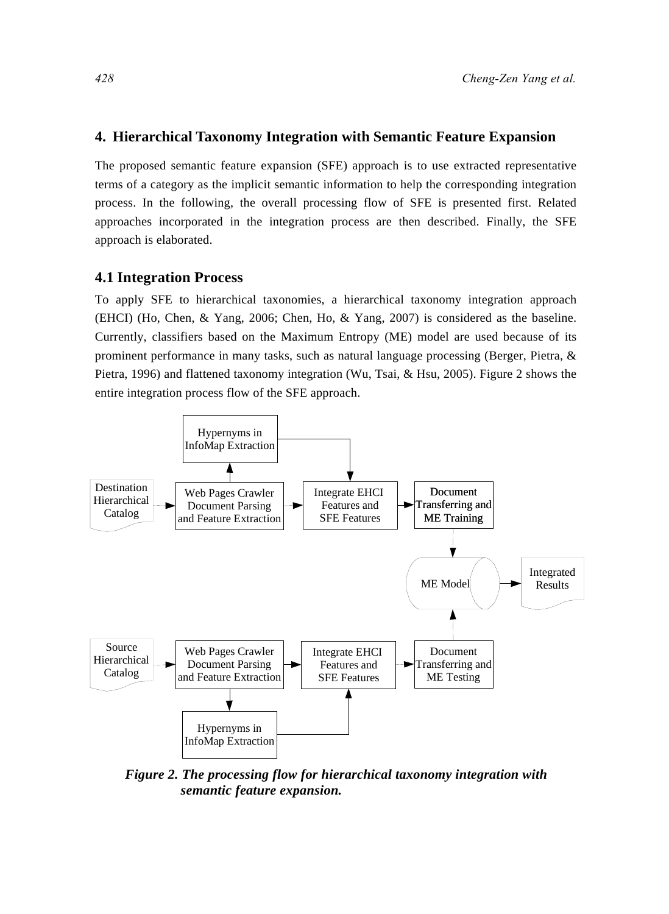## 4. Hierarchical Taxonomy Integration with Semantic Feature Expansion

The proposed semantic feature expansion (SFE) approach is to use extracted representative terms of a category as the implicit semantic information to help the corresponding integration process. In the following, the overall processing flow of SFE is presented first. Related approaches incorporated in the integration process are then described. Finally, the SFE approach is elaborated.

### 4.1 Integration Process

To apply SFE to hierarchical taxonomies, a hierarchical taxonomy integration approach (EHCI) (Ho, Chen, & Yang, 2006; Chen, Ho, & Yang, 2007) is considered as the baseline. Currently, classifiers based on the Maximum Entropy (ME) model are used because of its prominent performance in many tasks, such as natural language processing (Berger, Pietra, & Pietra, 1996) and flattened taxonomy integration (Wu, Tsai, & Hsu, 2005). Figure 2 shows the entire integration process flow of the SFE approach.

Hypernyms in InfoMap Extraction

Destination Hierarchical Catalog

Web Pages Crawler Document Parsing and Feature Extraction

Integrate EHCI Features and SFE Features

Document Transferring and ME Training

ME Model

Integrated Results

Source Hierarchical Catalog

Web Pages Crawler Document Parsing and Feature Extraction

Integrate EHCI Features and SFE Features

Document Transferring and ME Testing

Hypernyms in InfoMap Extraction

***Figure 2. The processing flow for hierarchical taxonomy integration with semantic feature expansion.***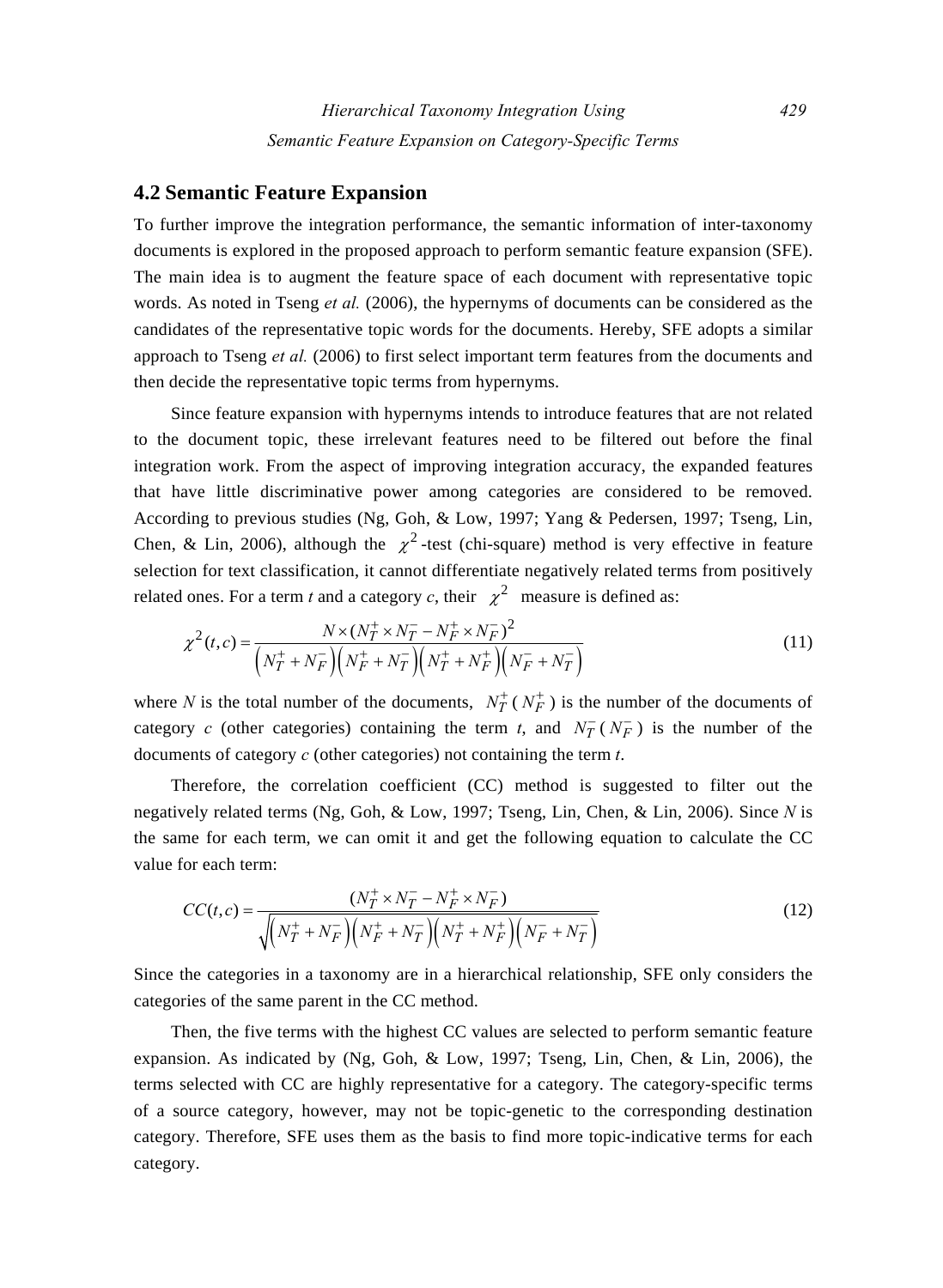## 4.2 Semantic Feature Expansion

To further improve the integration performance, the semantic information of inter-taxonomy documents is explored in the proposed approach to perform semantic feature expansion (SFE). The main idea is to augment the feature space of each document with representative topic words. As noted in Tseng *et al.* (2006), the hypernyms of documents can be considered as the candidates of the representative topic words for the documents. Hereby, SFE adopts a similar approach to Tseng *et al.* (2006) to first select important term features from the documents and then decide the representative topic terms from hypernyms.

Since feature expansion with hypernyms intends to introduce features that are not related to the document topic, these irrelevant features need to be filtered out before the final integration work. From the aspect of improving integration accuracy, the expanded features that have little discriminative power among categories are considered to be removed. According to previous studies (Ng, Goh, & Low, 1997; Yang & Pedersen, 1997; Tseng, Lin, Chen, & Lin, 2006), although the $\chi^2$-test (chi-square) method is very effective in feature selection for text classification, it cannot differentiate negatively related terms from positively related ones. For a term *t* and a category *c*, their $\chi^2$ measure is defined as:

$$\chi^2(t,c) = \frac{N \times (N_T^+ \times N_T^- - N_F^+ \times N_F^-)^2}{\left(N_T^+ + N_F^-\right)\left(N_F^+ + N_T^-\right)\left(N_T^+ + N_F^+\right)\left(N_F^- + N_T^-\right)} \tag{11}$$

where *N* is the total number of the documents, $N_T^+$ ($N_F^+$) is the number of the documents of category *c* (other categories) containing the term *t*, and $N_T^-$ ($N_F^-$) is the number of the documents of category *c* (other categories) not containing the term *t*.

Therefore, the correlation coefficient (CC) method is suggested to filter out the negatively related terms (Ng, Goh, & Low, 1997; Tseng, Lin, Chen, & Lin, 2006). Since *N* is the same for each term, we can omit it and get the following equation to calculate the CC value for each term:

$$CC(t,c) = \frac{(N_T^+ \times N_T^- - N_F^+ \times N_F^-)}{\sqrt{\left(N_T^+ + N_F^-\right)\left(N_F^+ + N_T^-\right)\left(N_T^+ + N_F^+\right)\left(N_F^- + N_T^-\right)}} \tag{12}$$

Since the categories in a taxonomy are in a hierarchical relationship, SFE only considers the categories of the same parent in the CC method.

Then, the five terms with the highest CC values are selected to perform semantic feature expansion. As indicated by (Ng, Goh, & Low, 1997; Tseng, Lin, Chen, & Lin, 2006), the terms selected with CC are highly representative for a category. The category-specific terms of a source category, however, may not be topic-genetic to the corresponding destination category. Therefore, SFE uses them as the basis to find more topic-indicative terms for each category.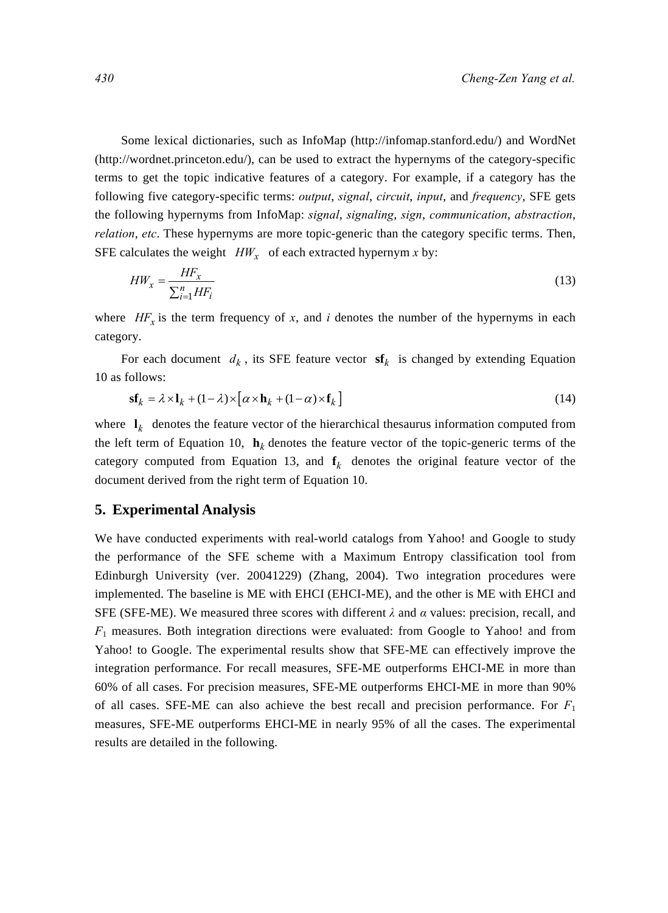Some lexical dictionaries, such as InfoMap (http://infomap.stanford.edu/) and WordNet (http://wordnet.princeton.edu/), can be used to extract the hypernyms of the category-specific terms to get the topic indicative features of a category. For example, if a category has the following five category-specific terms: *output*, *signal*, *circuit*, *input*, and *frequency*, SFE gets the following hypernyms from InfoMap: *signal*, *signaling*, *sign*, *communication*, *abstraction*, *relation*, *etc*. These hypernyms are more topic-generic than the category specific terms. Then, SFE calculates the weight $HW_x$ of each extracted hypernym $x$ by:

$$HW_x = \frac{HF_x}{\sum_{i=1}^{n} HF_i} \tag{13}$$

where $HF_x$ is the term frequency of $x$, and $i$ denotes the number of the hypernyms in each category.

For each document $d_k$, its SFE feature vector $\mathbf{sf}_k$ is changed by extending Equation 10 as follows:

$$\mathbf{sf}_k = \lambda \times \mathbf{l}_k + (1-\lambda) \times \left[ \alpha \times \mathbf{h}_k + (1-\alpha) \times \mathbf{f}_k \right] \tag{14}$$

where $\mathbf{l}_k$ denotes the feature vector of the hierarchical thesaurus information computed from the left term of Equation 10, $\mathbf{h}_k$ denotes the feature vector of the topic-generic terms of the category computed from Equation 13, and $\mathbf{f}_k$ denotes the original feature vector of the document derived from the right term of Equation 10.

## 5. Experimental Analysis

We have conducted experiments with real-world catalogs from Yahoo! and Google to study the performance of the SFE scheme with a Maximum Entropy classification tool from Edinburgh University (ver. 20041229) (Zhang, 2004). Two integration procedures were implemented. The baseline is ME with EHCI (EHCI-ME), and the other is ME with EHCI and SFE (SFE-ME). We measured three scores with different $\lambda$ and $\alpha$ values: precision, recall, and $F_1$ measures. Both integration directions were evaluated: from Google to Yahoo! and from Yahoo! to Google. The experimental results show that SFE-ME can effectively improve the integration performance. For recall measures, SFE-ME outperforms EHCI-ME in more than 60% of all cases. For precision measures, SFE-ME outperforms EHCI-ME in more than 90% of all cases. SFE-ME can also achieve the best recall and precision performance. For $F_1$ measures, SFE-ME outperforms EHCI-ME in nearly 95% of all the cases. The experimental results are detailed in the following.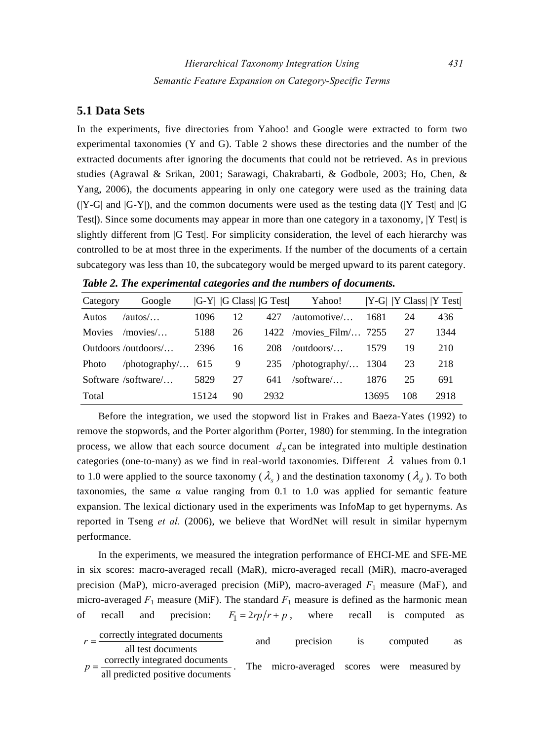## 5.1 Data Sets

In the experiments, five directories from Yahoo! and Google were extracted to form two experimental taxonomies (Y and G). Table 2 shows these directories and the number of the extracted documents after ignoring the documents that could not be retrieved. As in previous studies (Agrawal & Srikan, 2001; Sarawagi, Chakrabarti, & Godbole, 2003; Ho, Chen, & Yang, 2006), the documents appearing in only one category were used as the training data (|Y-G| and |G-Y|), and the common documents were used as the testing data (|Y Test| and |G Test|). Since some documents may appear in more than one category in a taxonomy, |Y Test| is slightly different from |G Test|. For simplicity consideration, the level of each hierarchy was controlled to be at most three in the experiments. If the number of the documents of a certain subcategory was less than 10, the subcategory would be merged upward to its parent category.

***Table 2. The experimental categories and the numbers of documents.***

| Category | Google | \|G-Y\| | \|G Class\| | \|G Test\| | Yahoo! | \|Y-G\| | \|Y Class\| | \|Y Test\| |
|---|---|---|---|---|---|---|---|---|
| Autos | /autos/… | 1096 | 12 | 427 | /automotive/… | 1681 | 24 | 436 |
| Movies | /movies/… | 5188 | 26 | 1422 | /movies_Film/… | 7255 | 27 | 1344 |
| Outdoors | /outdoors/… | 2396 | 16 | 208 | /outdoors/… | 1579 | 19 | 210 |
| Photo | /photography/… | 615 | 9 | 235 | /photography/… | 1304 | 23 | 218 |
| Software | /software/… | 5829 | 27 | 641 | /software/… | 1876 | 25 | 691 |
| Total | | 15124 | 90 | 2932 | | 13695 | 108 | 2918 |

Before the integration, we used the stopword list in Frakes and Baeza-Yates (1992) to remove the stopwords, and the Porter algorithm (Porter, 1980) for stemming. In the integration process, we allow that each source document $d_x$ can be integrated into multiple destination categories (one-to-many) as we find in real-world taxonomies. Different $\lambda$ values from 0.1 to 1.0 were applied to the source taxonomy ($\lambda_s$) and the destination taxonomy ($\lambda_d$). To both taxonomies, the same $\alpha$ value ranging from 0.1 to 1.0 was applied for semantic feature expansion. The lexical dictionary used in the experiments was InfoMap to get hypernyms. As reported in Tseng *et al.* (2006), we believe that WordNet will result in similar hypernym performance.

In the experiments, we measured the integration performance of EHCI-ME and SFE-ME in six scores: macro-averaged recall (MaR), micro-averaged recall (MiR), macro-averaged precision (MaP), micro-averaged precision (MiP), macro-averaged $F_1$ measure (MaF), and micro-averaged $F_1$ measure (MiF). The standard $F_1$ measure is defined as the harmonic mean of recall and precision: $F_1 = 2rp/r+p$, where recall is computed as $r = \dfrac{\text{correctly integrated documents}}{\text{all test documents}}$ and precision is computed as $p = \dfrac{\text{correctly integrated documents}}{\text{all predicted positive documents}}$. The micro-averaged scores were measured by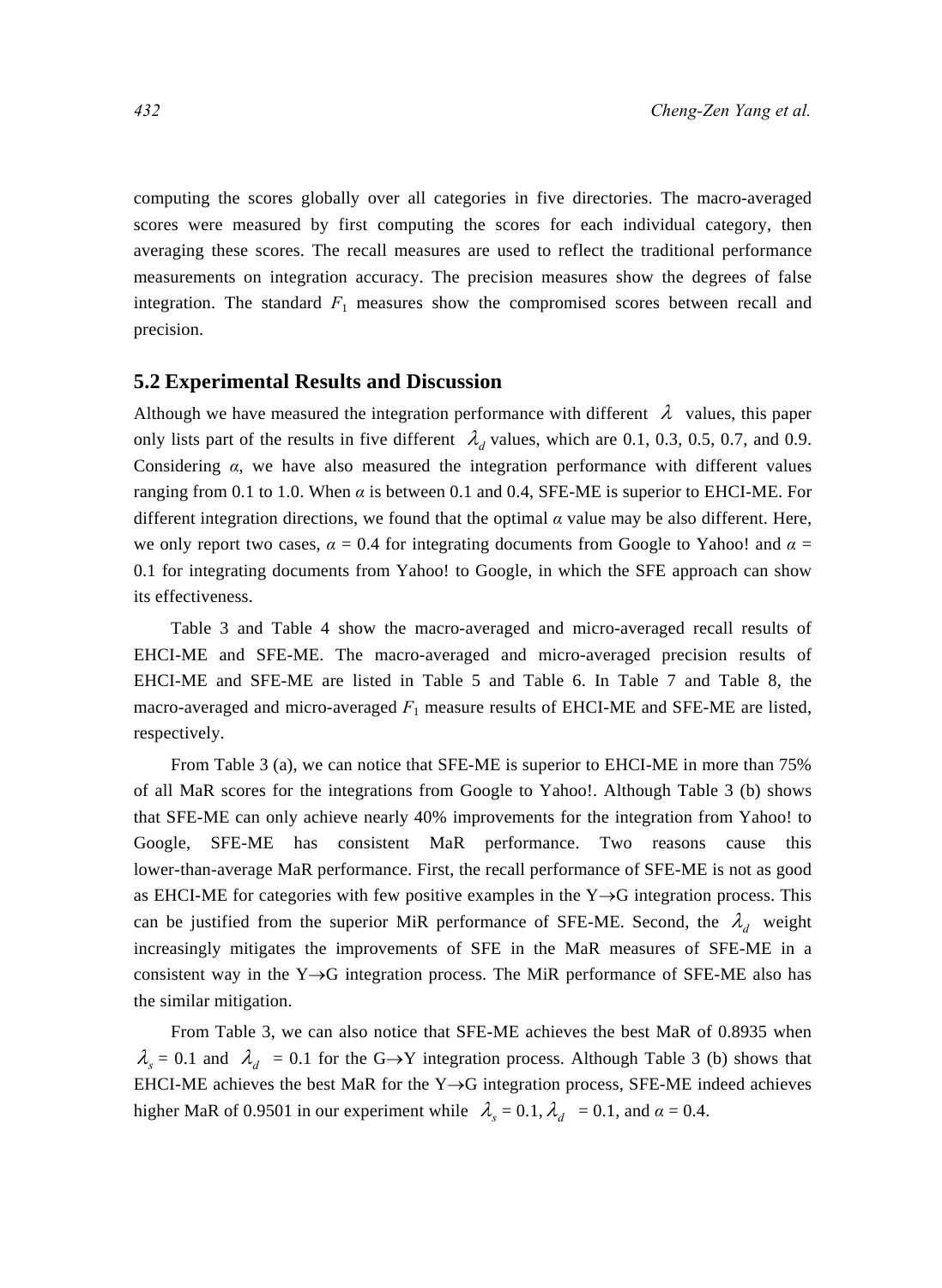computing the scores globally over all categories in five directories. The macro-averaged scores were measured by first computing the scores for each individual category, then averaging these scores. The recall measures are used to reflect the traditional performance measurements on integration accuracy. The precision measures show the degrees of false integration. The standard $F_1$ measures show the compromised scores between recall and precision.

## 5.2 Experimental Results and Discussion

Although we have measured the integration performance with different $\lambda$ values, this paper only lists part of the results in five different $\lambda_d$ values, which are 0.1, 0.3, 0.5, 0.7, and 0.9. Considering $\alpha$, we have also measured the integration performance with different values ranging from 0.1 to 1.0. When $\alpha$ is between 0.1 and 0.4, SFE-ME is superior to EHCI-ME. For different integration directions, we found that the optimal $\alpha$ value may be also different. Here, we only report two cases, $\alpha$ = 0.4 for integrating documents from Google to Yahoo! and $\alpha$ = 0.1 for integrating documents from Yahoo! to Google, in which the SFE approach can show its effectiveness.

Table 3 and Table 4 show the macro-averaged and micro-averaged recall results of EHCI-ME and SFE-ME. The macro-averaged and micro-averaged precision results of EHCI-ME and SFE-ME are listed in Table 5 and Table 6. In Table 7 and Table 8, the macro-averaged and micro-averaged $F_1$ measure results of EHCI-ME and SFE-ME are listed, respectively.

From Table 3 (a), we can notice that SFE-ME is superior to EHCI-ME in more than 75% of all MaR scores for the integrations from Google to Yahoo!. Although Table 3 (b) shows that SFE-ME can only achieve nearly 40% improvements for the integration from Yahoo! to Google, SFE-ME has consistent MaR performance. Two reasons cause this lower-than-average MaR performance. First, the recall performance of SFE-ME is not as good as EHCI-ME for categories with few positive examples in the Y→G integration process. This can be justified from the superior MiR performance of SFE-ME. Second, the $\lambda_d$ weight increasingly mitigates the improvements of SFE in the MaR measures of SFE-ME in a consistent way in the Y→G integration process. The MiR performance of SFE-ME also has the similar mitigation.

From Table 3, we can also notice that SFE-ME achieves the best MaR of 0.8935 when $\lambda_s$ = 0.1 and $\lambda_d$ = 0.1 for the G→Y integration process. Although Table 3 (b) shows that EHCI-ME achieves the best MaR for the Y→G integration process, SFE-ME indeed achieves higher MaR of 0.9501 in our experiment while $\lambda_s$ = 0.1, $\lambda_d$ = 0.1, and $\alpha$ = 0.4.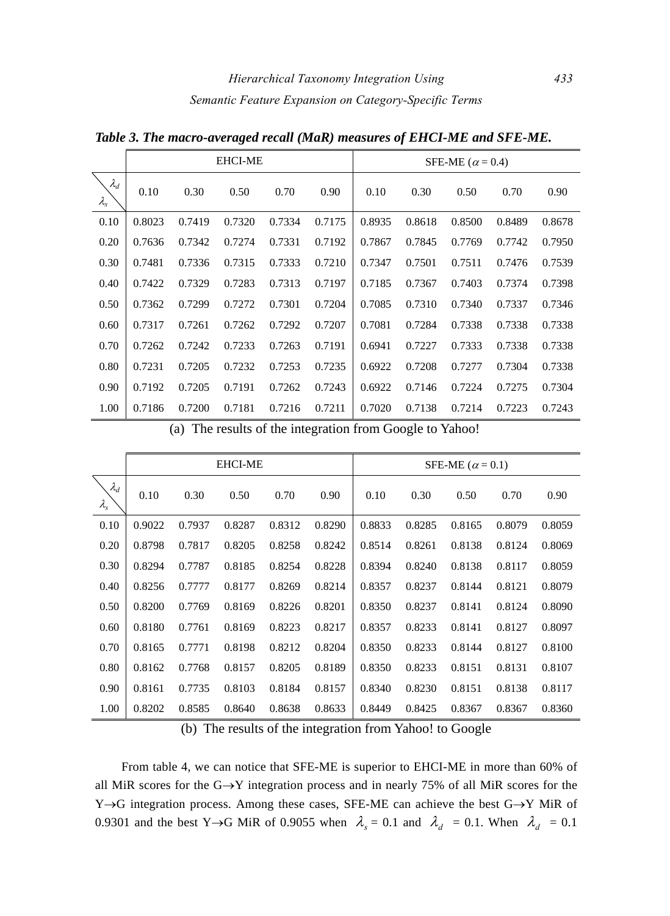***Table 3. The macro-averaged recall (MaR) measures of EHCI-ME and SFE-ME.***

| $\lambda_s$ \ $\lambda_d$ | EHCI-ME | | | | | SFE-ME ($\alpha$ = 0.4) | | | | |
|---|---|---|---|---|---|---|---|---|---|---|
| | 0.10 | 0.30 | 0.50 | 0.70 | 0.90 | 0.10 | 0.30 | 0.50 | 0.70 | 0.90 |
| 0.10 | 0.8023 | 0.7419 | 0.7320 | 0.7334 | 0.7175 | 0.8935 | 0.8618 | 0.8500 | 0.8489 | 0.8678 |
| 0.20 | 0.7636 | 0.7342 | 0.7274 | 0.7331 | 0.7192 | 0.7867 | 0.7845 | 0.7769 | 0.7742 | 0.7950 |
| 0.30 | 0.7481 | 0.7336 | 0.7315 | 0.7333 | 0.7210 | 0.7347 | 0.7501 | 0.7511 | 0.7476 | 0.7539 |
| 0.40 | 0.7422 | 0.7329 | 0.7283 | 0.7313 | 0.7197 | 0.7185 | 0.7367 | 0.7403 | 0.7374 | 0.7398 |
| 0.50 | 0.7362 | 0.7299 | 0.7272 | 0.7301 | 0.7204 | 0.7085 | 0.7310 | 0.7340 | 0.7337 | 0.7346 |
| 0.60 | 0.7317 | 0.7261 | 0.7262 | 0.7292 | 0.7207 | 0.7081 | 0.7284 | 0.7338 | 0.7338 | 0.7338 |
| 0.70 | 0.7262 | 0.7242 | 0.7233 | 0.7263 | 0.7191 | 0.6941 | 0.7227 | 0.7333 | 0.7338 | 0.7338 |
| 0.80 | 0.7231 | 0.7205 | 0.7232 | 0.7253 | 0.7235 | 0.6922 | 0.7208 | 0.7277 | 0.7304 | 0.7338 |
| 0.90 | 0.7192 | 0.7205 | 0.7191 | 0.7262 | 0.7243 | 0.6922 | 0.7146 | 0.7224 | 0.7275 | 0.7304 |
| 1.00 | 0.7186 | 0.7200 | 0.7181 | 0.7216 | 0.7211 | 0.7020 | 0.7138 | 0.7214 | 0.7223 | 0.7243 |

(a) The results of the integration from Google to Yahoo!

| $\lambda_s$ \ $\lambda_d$ | EHCI-ME | | | | | SFE-ME ($\alpha$ = 0.1) | | | | |
|---|---|---|---|---|---|---|---|---|---|---|
| | 0.10 | 0.30 | 0.50 | 0.70 | 0.90 | 0.10 | 0.30 | 0.50 | 0.70 | 0.90 |
| 0.10 | 0.9022 | 0.7937 | 0.8287 | 0.8312 | 0.8290 | 0.8833 | 0.8285 | 0.8165 | 0.8079 | 0.8059 |
| 0.20 | 0.8798 | 0.7817 | 0.8205 | 0.8258 | 0.8242 | 0.8514 | 0.8261 | 0.8138 | 0.8124 | 0.8069 |
| 0.30 | 0.8294 | 0.7787 | 0.8185 | 0.8254 | 0.8228 | 0.8394 | 0.8240 | 0.8138 | 0.8117 | 0.8059 |
| 0.40 | 0.8256 | 0.7777 | 0.8177 | 0.8269 | 0.8214 | 0.8357 | 0.8237 | 0.8144 | 0.8121 | 0.8079 |
| 0.50 | 0.8200 | 0.7769 | 0.8169 | 0.8226 | 0.8201 | 0.8350 | 0.8237 | 0.8141 | 0.8124 | 0.8090 |
| 0.60 | 0.8180 | 0.7761 | 0.8169 | 0.8223 | 0.8217 | 0.8357 | 0.8233 | 0.8141 | 0.8127 | 0.8097 |
| 0.70 | 0.8165 | 0.7771 | 0.8198 | 0.8212 | 0.8204 | 0.8350 | 0.8233 | 0.8144 | 0.8127 | 0.8100 |
| 0.80 | 0.8162 | 0.7768 | 0.8157 | 0.8205 | 0.8189 | 0.8350 | 0.8233 | 0.8151 | 0.8131 | 0.8107 |
| 0.90 | 0.8161 | 0.7735 | 0.8103 | 0.8184 | 0.8157 | 0.8340 | 0.8230 | 0.8151 | 0.8138 | 0.8117 |
| 1.00 | 0.8202 | 0.8585 | 0.8640 | 0.8638 | 0.8633 | 0.8449 | 0.8425 | 0.8367 | 0.8367 | 0.8360 |

(b) The results of the integration from Yahoo! to Google

From table 4, we can notice that SFE-ME is superior to EHCI-ME in more than 60% of all MiR scores for the G→Y integration process and in nearly 75% of all MiR scores for the Y→G integration process. Among these cases, SFE-ME can achieve the best G→Y MiR of 0.9301 and the best Y→G MiR of 0.9055 when $\lambda_s$ = 0.1 and $\lambda_d$ = 0.1. When $\lambda_d$ = 0.1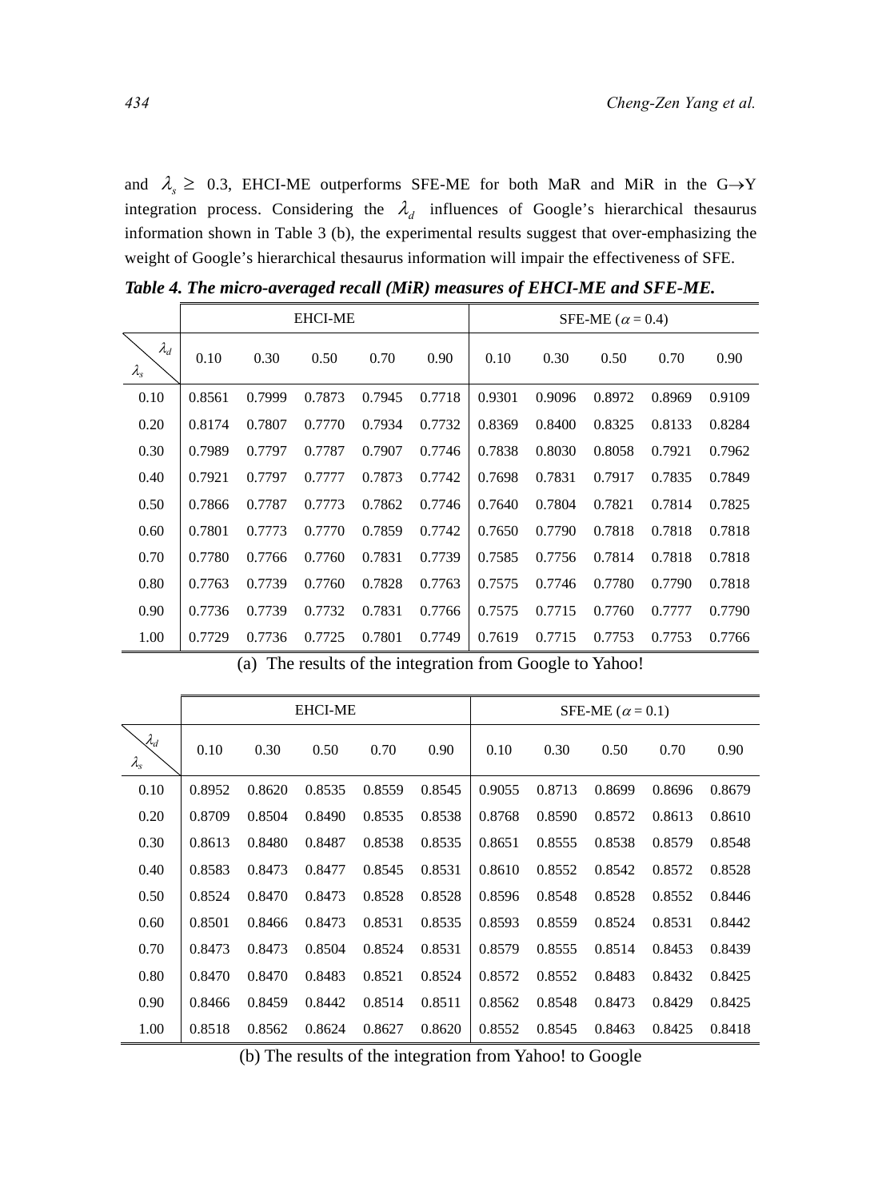and $\lambda_s \geq 0.3$, EHCI-ME outperforms SFE-ME for both MaR and MiR in the G→Y integration process. Considering the $\lambda_d$ influences of Google's hierarchical thesaurus information shown in Table 3 (b), the experimental results suggest that over-emphasizing the weight of Google's hierarchical thesaurus information will impair the effectiveness of SFE.

***Table 4. The micro-averaged recall (MiR) measures of EHCI-ME and SFE-ME.***

| | EHCI-ME | | | | | SFE-ME ($\alpha = 0.4$) | | | | |
|---|---|---|---|---|---|---|---|---|---|---|
| $\lambda_s$ \ $\lambda_d$ | 0.10 | 0.30 | 0.50 | 0.70 | 0.90 | 0.10 | 0.30 | 0.50 | 0.70 | 0.90 |
| 0.10 | 0.8561 | 0.7999 | 0.7873 | 0.7945 | 0.7718 | 0.9301 | 0.9096 | 0.8972 | 0.8969 | 0.9109 |
| 0.20 | 0.8174 | 0.7807 | 0.7770 | 0.7934 | 0.7732 | 0.8369 | 0.8400 | 0.8325 | 0.8133 | 0.8284 |
| 0.30 | 0.7989 | 0.7797 | 0.7787 | 0.7907 | 0.7746 | 0.7838 | 0.8030 | 0.8058 | 0.7921 | 0.7962 |
| 0.40 | 0.7921 | 0.7797 | 0.7777 | 0.7873 | 0.7742 | 0.7698 | 0.7831 | 0.7917 | 0.7835 | 0.7849 |
| 0.50 | 0.7866 | 0.7787 | 0.7773 | 0.7862 | 0.7746 | 0.7640 | 0.7804 | 0.7821 | 0.7814 | 0.7825 |
| 0.60 | 0.7801 | 0.7773 | 0.7770 | 0.7859 | 0.7742 | 0.7650 | 0.7790 | 0.7818 | 0.7818 | 0.7818 |
| 0.70 | 0.7780 | 0.7766 | 0.7760 | 0.7831 | 0.7739 | 0.7585 | 0.7756 | 0.7814 | 0.7818 | 0.7818 |
| 0.80 | 0.7763 | 0.7739 | 0.7760 | 0.7828 | 0.7763 | 0.7575 | 0.7746 | 0.7780 | 0.7790 | 0.7818 |
| 0.90 | 0.7736 | 0.7739 | 0.7732 | 0.7831 | 0.7766 | 0.7575 | 0.7715 | 0.7760 | 0.7777 | 0.7790 |
| 1.00 | 0.7729 | 0.7736 | 0.7725 | 0.7801 | 0.7749 | 0.7619 | 0.7715 | 0.7753 | 0.7753 | 0.7766 |

(a) The results of the integration from Google to Yahoo!

| | EHCI-ME | | | | | SFE-ME ($\alpha = 0.1$) | | | | |
|---|---|---|---|---|---|---|---|---|---|---|
| $\lambda_s$ \ $\lambda_d$ | 0.10 | 0.30 | 0.50 | 0.70 | 0.90 | 0.10 | 0.30 | 0.50 | 0.70 | 0.90 |
| 0.10 | 0.8952 | 0.8620 | 0.8535 | 0.8559 | 0.8545 | 0.9055 | 0.8713 | 0.8699 | 0.8696 | 0.8679 |
| 0.20 | 0.8709 | 0.8504 | 0.8490 | 0.8535 | 0.8538 | 0.8768 | 0.8590 | 0.8572 | 0.8613 | 0.8610 |
| 0.30 | 0.8613 | 0.8480 | 0.8487 | 0.8538 | 0.8535 | 0.8651 | 0.8555 | 0.8538 | 0.8579 | 0.8548 |
| 0.40 | 0.8583 | 0.8473 | 0.8477 | 0.8545 | 0.8531 | 0.8610 | 0.8552 | 0.8542 | 0.8572 | 0.8528 |
| 0.50 | 0.8524 | 0.8470 | 0.8473 | 0.8528 | 0.8528 | 0.8596 | 0.8548 | 0.8528 | 0.8552 | 0.8446 |
| 0.60 | 0.8501 | 0.8466 | 0.8473 | 0.8531 | 0.8535 | 0.8593 | 0.8559 | 0.8524 | 0.8531 | 0.8442 |
| 0.70 | 0.8473 | 0.8473 | 0.8504 | 0.8524 | 0.8531 | 0.8579 | 0.8555 | 0.8514 | 0.8453 | 0.8439 |
| 0.80 | 0.8470 | 0.8470 | 0.8483 | 0.8521 | 0.8524 | 0.8572 | 0.8552 | 0.8483 | 0.8432 | 0.8425 |
| 0.90 | 0.8466 | 0.8459 | 0.8442 | 0.8514 | 0.8511 | 0.8562 | 0.8548 | 0.8473 | 0.8429 | 0.8425 |
| 1.00 | 0.8518 | 0.8562 | 0.8624 | 0.8627 | 0.8620 | 0.8552 | 0.8545 | 0.8463 | 0.8425 | 0.8418 |

(b) The results of the integration from Yahoo! to Google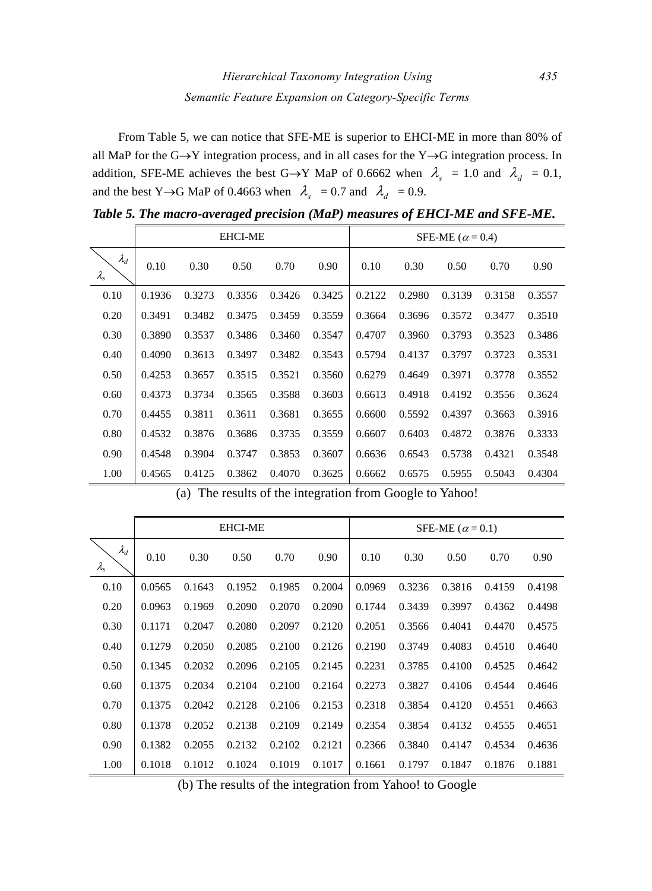From Table 5, we can notice that SFE-ME is superior to EHCI-ME in more than 80% of all MaP for the G→Y integration process, and in all cases for the Y→G integration process. In addition, SFE-ME achieves the best G→Y MaP of 0.6662 when $\lambda_s$ = 1.0 and $\lambda_d$ = 0.1, and the best Y→G MaP of 0.4663 when $\lambda_s$ = 0.7 and $\lambda_d$ = 0.9.

***Table 5. The macro-averaged precision (MaP) measures of EHCI-ME and SFE-ME.***

| | EHCI-ME | | | | | SFE-ME ($\alpha$ = 0.4) | | | | |
|---|---|---|---|---|---|---|---|---|---|---|
| $\lambda_s$ \ $\lambda_d$ | 0.10 | 0.30 | 0.50 | 0.70 | 0.90 | 0.10 | 0.30 | 0.50 | 0.70 | 0.90 |
| 0.10 | 0.1936 | 0.3273 | 0.3356 | 0.3426 | 0.3425 | 0.2122 | 0.2980 | 0.3139 | 0.3158 | 0.3557 |
| 0.20 | 0.3491 | 0.3482 | 0.3475 | 0.3459 | 0.3559 | 0.3664 | 0.3696 | 0.3572 | 0.3477 | 0.3510 |
| 0.30 | 0.3890 | 0.3537 | 0.3486 | 0.3460 | 0.3547 | 0.4707 | 0.3960 | 0.3793 | 0.3523 | 0.3486 |
| 0.40 | 0.4090 | 0.3613 | 0.3497 | 0.3482 | 0.3543 | 0.5794 | 0.4137 | 0.3797 | 0.3723 | 0.3531 |
| 0.50 | 0.4253 | 0.3657 | 0.3515 | 0.3521 | 0.3560 | 0.6279 | 0.4649 | 0.3971 | 0.3778 | 0.3552 |
| 0.60 | 0.4373 | 0.3734 | 0.3565 | 0.3588 | 0.3603 | 0.6613 | 0.4918 | 0.4192 | 0.3556 | 0.3624 |
| 0.70 | 0.4455 | 0.3811 | 0.3611 | 0.3681 | 0.3655 | 0.6600 | 0.5592 | 0.4397 | 0.3663 | 0.3916 |
| 0.80 | 0.4532 | 0.3876 | 0.3686 | 0.3735 | 0.3559 | 0.6607 | 0.6403 | 0.4872 | 0.3876 | 0.3333 |
| 0.90 | 0.4548 | 0.3904 | 0.3747 | 0.3853 | 0.3607 | 0.6636 | 0.6543 | 0.5738 | 0.4321 | 0.3548 |
| 1.00 | 0.4565 | 0.4125 | 0.3862 | 0.4070 | 0.3625 | 0.6662 | 0.6575 | 0.5955 | 0.5043 | 0.4304 |

(a) The results of the integration from Google to Yahoo!

| | EHCI-ME | | | | | SFE-ME ($\alpha$ = 0.1) | | | | |
|---|---|---|---|---|---|---|---|---|---|---|
| $\lambda_s$ \ $\lambda_d$ | 0.10 | 0.30 | 0.50 | 0.70 | 0.90 | 0.10 | 0.30 | 0.50 | 0.70 | 0.90 |
| 0.10 | 0.0565 | 0.1643 | 0.1952 | 0.1985 | 0.2004 | 0.0969 | 0.3236 | 0.3816 | 0.4159 | 0.4198 |
| 0.20 | 0.0963 | 0.1969 | 0.2090 | 0.2070 | 0.2090 | 0.1744 | 0.3439 | 0.3997 | 0.4362 | 0.4498 |
| 0.30 | 0.1171 | 0.2047 | 0.2080 | 0.2097 | 0.2120 | 0.2051 | 0.3566 | 0.4041 | 0.4470 | 0.4575 |
| 0.40 | 0.1279 | 0.2050 | 0.2085 | 0.2100 | 0.2126 | 0.2190 | 0.3749 | 0.4083 | 0.4510 | 0.4640 |
| 0.50 | 0.1345 | 0.2032 | 0.2096 | 0.2105 | 0.2145 | 0.2231 | 0.3785 | 0.4100 | 0.4525 | 0.4642 |
| 0.60 | 0.1375 | 0.2034 | 0.2104 | 0.2100 | 0.2164 | 0.2273 | 0.3827 | 0.4106 | 0.4544 | 0.4646 |
| 0.70 | 0.1375 | 0.2042 | 0.2128 | 0.2106 | 0.2153 | 0.2318 | 0.3854 | 0.4120 | 0.4551 | 0.4663 |
| 0.80 | 0.1378 | 0.2052 | 0.2138 | 0.2109 | 0.2149 | 0.2354 | 0.3854 | 0.4132 | 0.4555 | 0.4651 |
| 0.90 | 0.1382 | 0.2055 | 0.2132 | 0.2102 | 0.2121 | 0.2366 | 0.3840 | 0.4147 | 0.4534 | 0.4636 |
| 1.00 | 0.1018 | 0.1012 | 0.1024 | 0.1019 | 0.1017 | 0.1661 | 0.1797 | 0.1847 | 0.1876 | 0.1881 |

(b) The results of the integration from Yahoo! to Google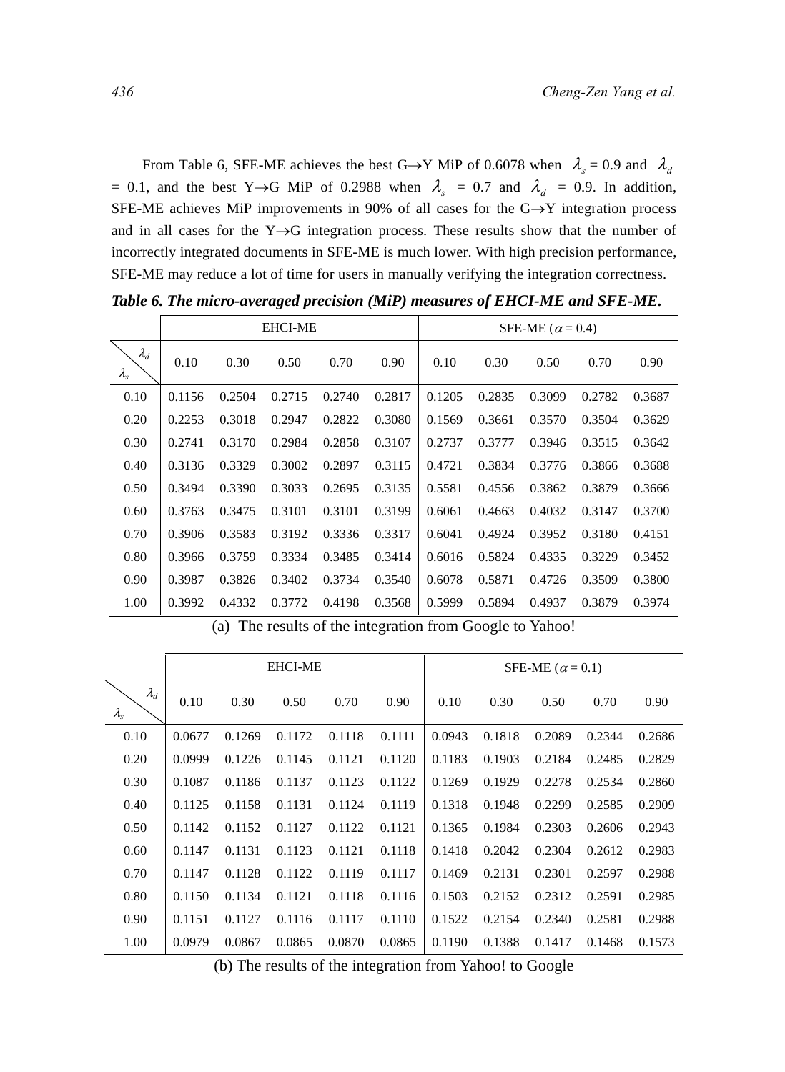From Table 6, SFE-ME achieves the best G→Y MiP of 0.6078 when $\lambda_s$ = 0.9 and $\lambda_d$ = 0.1, and the best Y→G MiP of 0.2988 when $\lambda_s$ = 0.7 and $\lambda_d$ = 0.9. In addition, SFE-ME achieves MiP improvements in 90% of all cases for the G→Y integration process and in all cases for the Y→G integration process. These results show that the number of incorrectly integrated documents in SFE-ME is much lower. With high precision performance, SFE-ME may reduce a lot of time for users in manually verifying the integration correctness.

***Table 6. The micro-averaged precision (MiP) measures of EHCI-ME and SFE-ME.***

| | EHCI-ME | | | | | SFE-ME ($\alpha$ = 0.4) | | | | |
|---|---|---|---|---|---|---|---|---|---|---|
| $\lambda_s$ \ $\lambda_d$ | 0.10 | 0.30 | 0.50 | 0.70 | 0.90 | 0.10 | 0.30 | 0.50 | 0.70 | 0.90 |
| 0.10 | 0.1156 | 0.2504 | 0.2715 | 0.2740 | 0.2817 | 0.1205 | 0.2835 | 0.3099 | 0.2782 | 0.3687 |
| 0.20 | 0.2253 | 0.3018 | 0.2947 | 0.2822 | 0.3080 | 0.1569 | 0.3661 | 0.3570 | 0.3504 | 0.3629 |
| 0.30 | 0.2741 | 0.3170 | 0.2984 | 0.2858 | 0.3107 | 0.2737 | 0.3777 | 0.3946 | 0.3515 | 0.3642 |
| 0.40 | 0.3136 | 0.3329 | 0.3002 | 0.2897 | 0.3115 | 0.4721 | 0.3834 | 0.3776 | 0.3866 | 0.3688 |
| 0.50 | 0.3494 | 0.3390 | 0.3033 | 0.2695 | 0.3135 | 0.5581 | 0.4556 | 0.3862 | 0.3879 | 0.3666 |
| 0.60 | 0.3763 | 0.3475 | 0.3101 | 0.3101 | 0.3199 | 0.6061 | 0.4663 | 0.4032 | 0.3147 | 0.3700 |
| 0.70 | 0.3906 | 0.3583 | 0.3192 | 0.3336 | 0.3317 | 0.6041 | 0.4924 | 0.3952 | 0.3180 | 0.4151 |
| 0.80 | 0.3966 | 0.3759 | 0.3334 | 0.3485 | 0.3414 | 0.6016 | 0.5824 | 0.4335 | 0.3229 | 0.3452 |
| 0.90 | 0.3987 | 0.3826 | 0.3402 | 0.3734 | 0.3540 | 0.6078 | 0.5871 | 0.4726 | 0.3509 | 0.3800 |
| 1.00 | 0.3992 | 0.4332 | 0.3772 | 0.4198 | 0.3568 | 0.5999 | 0.5894 | 0.4937 | 0.3879 | 0.3974 |

(a) The results of the integration from Google to Yahoo!

| | EHCI-ME | | | | | SFE-ME ($\alpha$ = 0.1) | | | | |
|---|---|---|---|---|---|---|---|---|---|---|
| $\lambda_s$ \ $\lambda_d$ | 0.10 | 0.30 | 0.50 | 0.70 | 0.90 | 0.10 | 0.30 | 0.50 | 0.70 | 0.90 |
| 0.10 | 0.0677 | 0.1269 | 0.1172 | 0.1118 | 0.1111 | 0.0943 | 0.1818 | 0.2089 | 0.2344 | 0.2686 |
| 0.20 | 0.0999 | 0.1226 | 0.1145 | 0.1121 | 0.1120 | 0.1183 | 0.1903 | 0.2184 | 0.2485 | 0.2829 |
| 0.30 | 0.1087 | 0.1186 | 0.1137 | 0.1123 | 0.1122 | 0.1269 | 0.1929 | 0.2278 | 0.2534 | 0.2860 |
| 0.40 | 0.1125 | 0.1158 | 0.1131 | 0.1124 | 0.1119 | 0.1318 | 0.1948 | 0.2299 | 0.2585 | 0.2909 |
| 0.50 | 0.1142 | 0.1152 | 0.1127 | 0.1122 | 0.1121 | 0.1365 | 0.1984 | 0.2303 | 0.2606 | 0.2943 |
| 0.60 | 0.1147 | 0.1131 | 0.1123 | 0.1121 | 0.1118 | 0.1418 | 0.2042 | 0.2304 | 0.2612 | 0.2983 |
| 0.70 | 0.1147 | 0.1128 | 0.1122 | 0.1119 | 0.1117 | 0.1469 | 0.2131 | 0.2301 | 0.2597 | 0.2988 |
| 0.80 | 0.1150 | 0.1134 | 0.1121 | 0.1118 | 0.1116 | 0.1503 | 0.2152 | 0.2312 | 0.2591 | 0.2985 |
| 0.90 | 0.1151 | 0.1127 | 0.1116 | 0.1117 | 0.1110 | 0.1522 | 0.2154 | 0.2340 | 0.2581 | 0.2988 |
| 1.00 | 0.0979 | 0.0867 | 0.0865 | 0.0870 | 0.0865 | 0.1190 | 0.1388 | 0.1417 | 0.1468 | 0.1573 |

(b) The results of the integration from Yahoo! to Google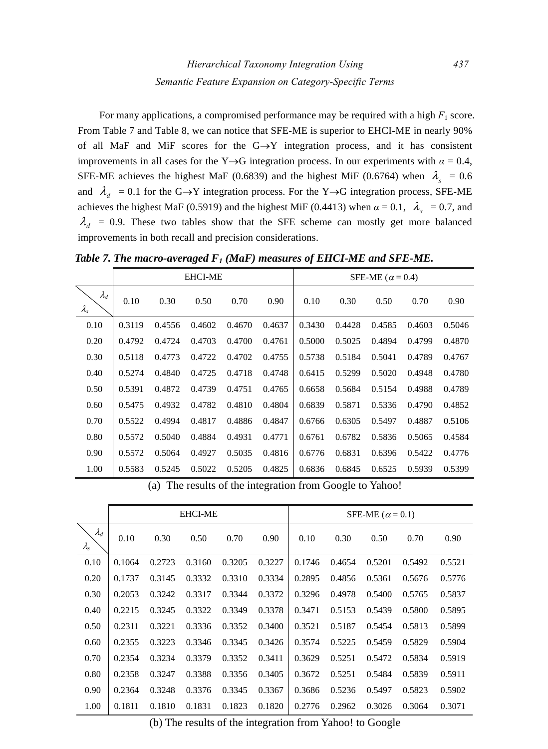For many applications, a compromised performance may be required with a high $F_1$ score. From Table 7 and Table 8, we can notice that SFE-ME is superior to EHCI-ME in nearly 90% of all MaF and MiF scores for the G→Y integration process, and it has consistent improvements in all cases for the Y→G integration process. In our experiments with $\alpha = 0.4$, SFE-ME achieves the highest MaF (0.6839) and the highest MiF (0.6764) when $\lambda_s = 0.6$ and $\lambda_d = 0.1$ for the G→Y integration process. For the Y→G integration process, SFE-ME achieves the highest MaF (0.5919) and the highest MiF (0.4413) when $\alpha = 0.1$, $\lambda_s = 0.7$, and $\lambda_d = 0.9$. These two tables show that the SFE scheme can mostly get more balanced improvements in both recall and precision considerations.

***Table 7. The macro-averaged $F_1$ (MaF) measures of EHCI-ME and SFE-ME.***

| | EHCI-ME | | | | | SFE-ME ($\alpha = 0.4$) | | | | |
|---|---|---|---|---|---|---|---|---|---|---|
| $\lambda_s$ \ $\lambda_d$ | 0.10 | 0.30 | 0.50 | 0.70 | 0.90 | 0.10 | 0.30 | 0.50 | 0.70 | 0.90 |
| 0.10 | 0.3119 | 0.4556 | 0.4602 | 0.4670 | 0.4637 | 0.3430 | 0.4428 | 0.4585 | 0.4603 | 0.5046 |
| 0.20 | 0.4792 | 0.4724 | 0.4703 | 0.4700 | 0.4761 | 0.5000 | 0.5025 | 0.4894 | 0.4799 | 0.4870 |
| 0.30 | 0.5118 | 0.4773 | 0.4722 | 0.4702 | 0.4755 | 0.5738 | 0.5184 | 0.5041 | 0.4789 | 0.4767 |
| 0.40 | 0.5274 | 0.4840 | 0.4725 | 0.4718 | 0.4748 | 0.6415 | 0.5299 | 0.5020 | 0.4948 | 0.4780 |
| 0.50 | 0.5391 | 0.4872 | 0.4739 | 0.4751 | 0.4765 | 0.6658 | 0.5684 | 0.5154 | 0.4988 | 0.4789 |
| 0.60 | 0.5475 | 0.4932 | 0.4782 | 0.4810 | 0.4804 | 0.6839 | 0.5871 | 0.5336 | 0.4790 | 0.4852 |
| 0.70 | 0.5522 | 0.4994 | 0.4817 | 0.4886 | 0.4847 | 0.6766 | 0.6305 | 0.5497 | 0.4887 | 0.5106 |
| 0.80 | 0.5572 | 0.5040 | 0.4884 | 0.4931 | 0.4771 | 0.6761 | 0.6782 | 0.5836 | 0.5065 | 0.4584 |
| 0.90 | 0.5572 | 0.5064 | 0.4927 | 0.5035 | 0.4816 | 0.6776 | 0.6831 | 0.6396 | 0.5422 | 0.4776 |
| 1.00 | 0.5583 | 0.5245 | 0.5022 | 0.5205 | 0.4825 | 0.6836 | 0.6845 | 0.6525 | 0.5939 | 0.5399 |

(a) The results of the integration from Google to Yahoo!

| | EHCI-ME | | | | | SFE-ME ($\alpha = 0.1$) | | | | |
|---|---|---|---|---|---|---|---|---|---|---|
| $\lambda_s$ \ $\lambda_d$ | 0.10 | 0.30 | 0.50 | 0.70 | 0.90 | 0.10 | 0.30 | 0.50 | 0.70 | 0.90 |
| 0.10 | 0.1064 | 0.2723 | 0.3160 | 0.3205 | 0.3227 | 0.1746 | 0.4654 | 0.5201 | 0.5492 | 0.5521 |
| 0.20 | 0.1737 | 0.3145 | 0.3332 | 0.3310 | 0.3334 | 0.2895 | 0.4856 | 0.5361 | 0.5676 | 0.5776 |
| 0.30 | 0.2053 | 0.3242 | 0.3317 | 0.3344 | 0.3372 | 0.3296 | 0.4978 | 0.5400 | 0.5765 | 0.5837 |
| 0.40 | 0.2215 | 0.3245 | 0.3322 | 0.3349 | 0.3378 | 0.3471 | 0.5153 | 0.5439 | 0.5800 | 0.5895 |
| 0.50 | 0.2311 | 0.3221 | 0.3336 | 0.3352 | 0.3400 | 0.3521 | 0.5187 | 0.5454 | 0.5813 | 0.5899 |
| 0.60 | 0.2355 | 0.3223 | 0.3346 | 0.3345 | 0.3426 | 0.3574 | 0.5225 | 0.5459 | 0.5829 | 0.5904 |
| 0.70 | 0.2354 | 0.3234 | 0.3379 | 0.3352 | 0.3411 | 0.3629 | 0.5251 | 0.5472 | 0.5834 | 0.5919 |
| 0.80 | 0.2358 | 0.3247 | 0.3388 | 0.3356 | 0.3405 | 0.3672 | 0.5251 | 0.5484 | 0.5839 | 0.5911 |
| 0.90 | 0.2364 | 0.3248 | 0.3376 | 0.3345 | 0.3367 | 0.3686 | 0.5236 | 0.5497 | 0.5823 | 0.5902 |
| 1.00 | 0.1811 | 0.1810 | 0.1831 | 0.1823 | 0.1820 | 0.2776 | 0.2962 | 0.3026 | 0.3064 | 0.3071 |

(b) The results of the integration from Yahoo! to Google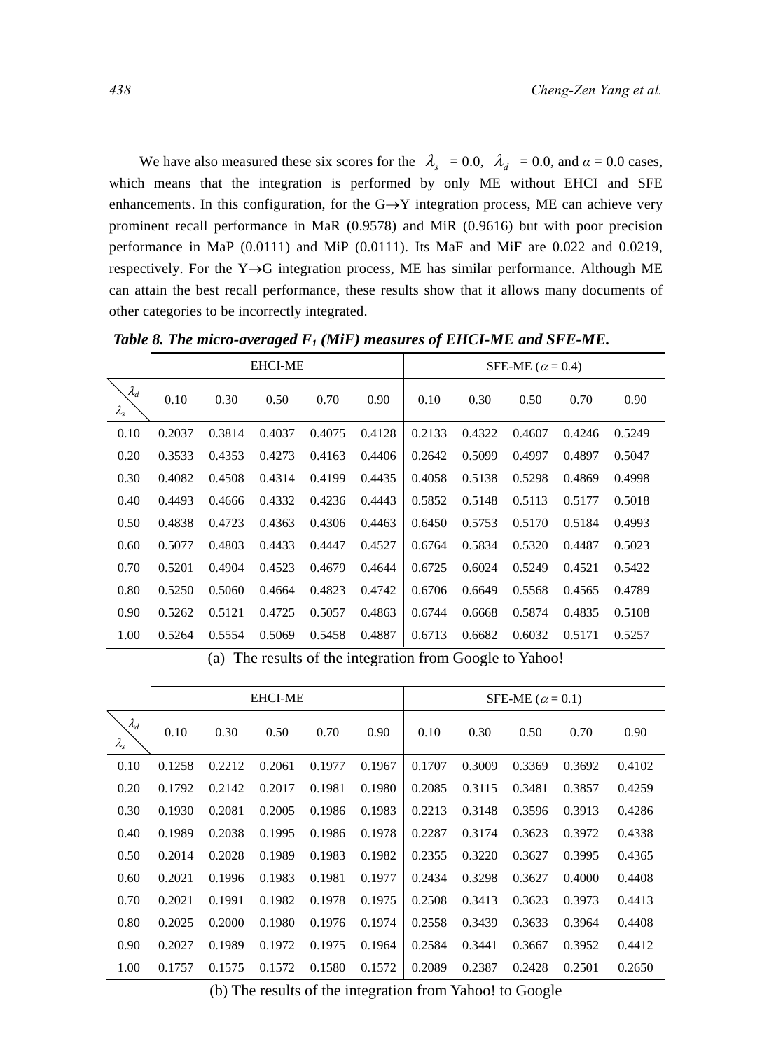We have also measured these six scores for the $\lambda_s$ = 0.0, $\lambda_d$ = 0.0, and $\alpha$ = 0.0 cases, which means that the integration is performed by only ME without EHCI and SFE enhancements. In this configuration, for the G$\rightarrow$Y integration process, ME can achieve very prominent recall performance in MaR (0.9578) and MiR (0.9616) but with poor precision performance in MaP (0.0111) and MiP (0.0111). Its MaF and MiF are 0.022 and 0.0219, respectively. For the Y$\rightarrow$G integration process, ME has similar performance. Although ME can attain the best recall performance, these results show that it allows many documents of other categories to be incorrectly integrated.

***Table 8. The micro-averaged $F_1$ (MiF) measures of EHCI-ME and SFE-ME.***

| | EHCI-ME | | | | | SFE-ME ($\alpha$ = 0.4) | | | | |
|---|---|---|---|---|---|---|---|---|---|---|
| $\lambda_s$ \ $\lambda_d$ | 0.10 | 0.30 | 0.50 | 0.70 | 0.90 | 0.10 | 0.30 | 0.50 | 0.70 | 0.90 |
| 0.10 | 0.2037 | 0.3814 | 0.4037 | 0.4075 | 0.4128 | 0.2133 | 0.4322 | 0.4607 | 0.4246 | 0.5249 |
| 0.20 | 0.3533 | 0.4353 | 0.4273 | 0.4163 | 0.4406 | 0.2642 | 0.5099 | 0.4997 | 0.4897 | 0.5047 |
| 0.30 | 0.4082 | 0.4508 | 0.4314 | 0.4199 | 0.4435 | 0.4058 | 0.5138 | 0.5298 | 0.4869 | 0.4998 |
| 0.40 | 0.4493 | 0.4666 | 0.4332 | 0.4236 | 0.4443 | 0.5852 | 0.5148 | 0.5113 | 0.5177 | 0.5018 |
| 0.50 | 0.4838 | 0.4723 | 0.4363 | 0.4306 | 0.4463 | 0.6450 | 0.5753 | 0.5170 | 0.5184 | 0.4993 |
| 0.60 | 0.5077 | 0.4803 | 0.4433 | 0.4447 | 0.4527 | 0.6764 | 0.5834 | 0.5320 | 0.4487 | 0.5023 |
| 0.70 | 0.5201 | 0.4904 | 0.4523 | 0.4679 | 0.4644 | 0.6725 | 0.6024 | 0.5249 | 0.4521 | 0.5422 |
| 0.80 | 0.5250 | 0.5060 | 0.4664 | 0.4823 | 0.4742 | 0.6706 | 0.6649 | 0.5568 | 0.4565 | 0.4789 |
| 0.90 | 0.5262 | 0.5121 | 0.4725 | 0.5057 | 0.4863 | 0.6744 | 0.6668 | 0.5874 | 0.4835 | 0.5108 |
| 1.00 | 0.5264 | 0.5554 | 0.5069 | 0.5458 | 0.4887 | 0.6713 | 0.6682 | 0.6032 | 0.5171 | 0.5257 |

(a) The results of the integration from Google to Yahoo!

| | EHCI-ME | | | | | SFE-ME ($\alpha$ = 0.1) | | | | |
|---|---|---|---|---|---|---|---|---|---|---|
| $\lambda_s$ \ $\lambda_d$ | 0.10 | 0.30 | 0.50 | 0.70 | 0.90 | 0.10 | 0.30 | 0.50 | 0.70 | 0.90 |
| 0.10 | 0.1258 | 0.2212 | 0.2061 | 0.1977 | 0.1967 | 0.1707 | 0.3009 | 0.3369 | 0.3692 | 0.4102 |
| 0.20 | 0.1792 | 0.2142 | 0.2017 | 0.1981 | 0.1980 | 0.2085 | 0.3115 | 0.3481 | 0.3857 | 0.4259 |
| 0.30 | 0.1930 | 0.2081 | 0.2005 | 0.1986 | 0.1983 | 0.2213 | 0.3148 | 0.3596 | 0.3913 | 0.4286 |
| 0.40 | 0.1989 | 0.2038 | 0.1995 | 0.1986 | 0.1978 | 0.2287 | 0.3174 | 0.3623 | 0.3972 | 0.4338 |
| 0.50 | 0.2014 | 0.2028 | 0.1989 | 0.1983 | 0.1982 | 0.2355 | 0.3220 | 0.3627 | 0.3995 | 0.4365 |
| 0.60 | 0.2021 | 0.1996 | 0.1983 | 0.1981 | 0.1977 | 0.2434 | 0.3298 | 0.3627 | 0.4000 | 0.4408 |
| 0.70 | 0.2021 | 0.1991 | 0.1982 | 0.1978 | 0.1975 | 0.2508 | 0.3413 | 0.3623 | 0.3973 | 0.4413 |
| 0.80 | 0.2025 | 0.2000 | 0.1980 | 0.1976 | 0.1974 | 0.2558 | 0.3439 | 0.3633 | 0.3964 | 0.4408 |
| 0.90 | 0.2027 | 0.1989 | 0.1972 | 0.1975 | 0.1964 | 0.2584 | 0.3441 | 0.3667 | 0.3952 | 0.4412 |
| 1.00 | 0.1757 | 0.1575 | 0.1572 | 0.1580 | 0.1572 | 0.2089 | 0.2387 | 0.2428 | 0.2501 | 0.2650 |

(b) The results of the integration from Yahoo! to Google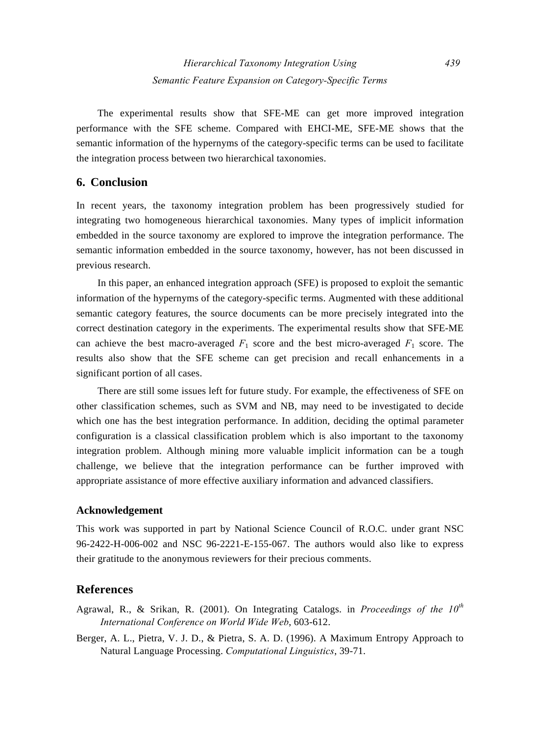The experimental results show that SFE-ME can get more improved integration performance with the SFE scheme. Compared with EHCI-ME, SFE-ME shows that the semantic information of the hypernyms of the category-specific terms can be used to facilitate the integration process between two hierarchical taxonomies.

## 6. Conclusion

In recent years, the taxonomy integration problem has been progressively studied for integrating two homogeneous hierarchical taxonomies. Many types of implicit information embedded in the source taxonomy are explored to improve the integration performance. The semantic information embedded in the source taxonomy, however, has not been discussed in previous research.

In this paper, an enhanced integration approach (SFE) is proposed to exploit the semantic information of the hypernyms of the category-specific terms. Augmented with these additional semantic category features, the source documents can be more precisely integrated into the correct destination category in the experiments. The experimental results show that SFE-ME can achieve the best macro-averaged $F_1$ score and the best micro-averaged $F_1$ score. The results also show that the SFE scheme can get precision and recall enhancements in a significant portion of all cases.

There are still some issues left for future study. For example, the effectiveness of SFE on other classification schemes, such as SVM and NB, may need to be investigated to decide which one has the best integration performance. In addition, deciding the optimal parameter configuration is a classical classification problem which is also important to the taxonomy integration problem. Although mining more valuable implicit information can be a tough challenge, we believe that the integration performance can be further improved with appropriate assistance of more effective auxiliary information and advanced classifiers.

### Acknowledgement

This work was supported in part by National Science Council of R.O.C. under grant NSC 96-2422-H-006-002 and NSC 96-2221-E-155-067. The authors would also like to express their gratitude to the anonymous reviewers for their precious comments.

## References

Agrawal, R., & Srikan, R. (2001). On Integrating Catalogs. in *Proceedings of the 10th International Conference on World Wide Web*, 603-612.

Berger, A. L., Pietra, V. J. D., & Pietra, S. A. D. (1996). A Maximum Entropy Approach to Natural Language Processing. *Computational Linguistics*, 39-71.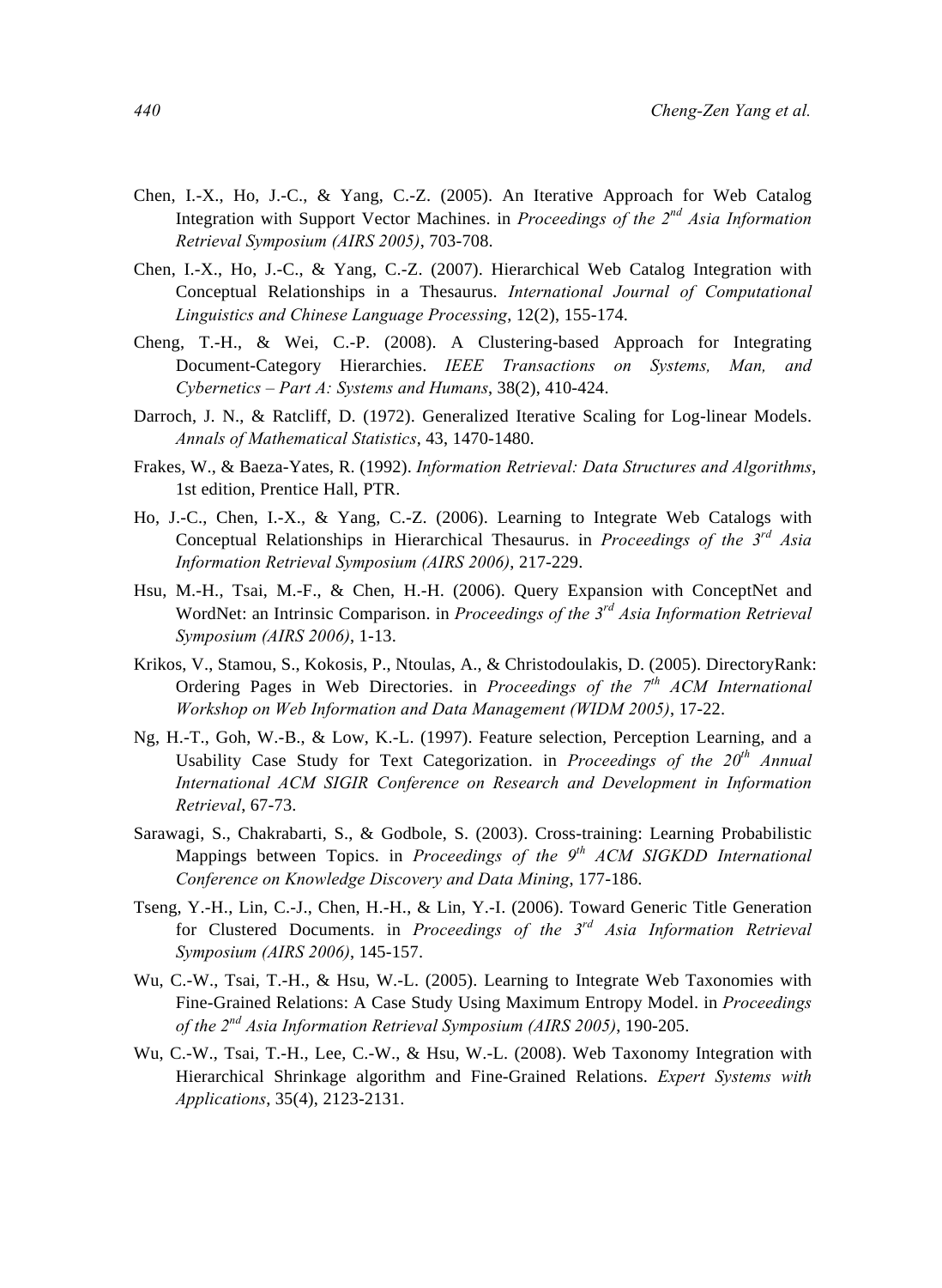Chen, I.-X., Ho, J.-C., & Yang, C.-Z. (2005). An Iterative Approach for Web Catalog Integration with Support Vector Machines. in *Proceedings of the 2nd Asia Information Retrieval Symposium (AIRS 2005)*, 703-708.

Chen, I.-X., Ho, J.-C., & Yang, C.-Z. (2007). Hierarchical Web Catalog Integration with Conceptual Relationships in a Thesaurus. *International Journal of Computational Linguistics and Chinese Language Processing*, 12(2), 155-174.

Cheng, T.-H., & Wei, C.-P. (2008). A Clustering-based Approach for Integrating Document-Category Hierarchies. *IEEE Transactions on Systems, Man, and Cybernetics – Part A: Systems and Humans*, 38(2), 410-424.

Darroch, J. N., & Ratcliff, D. (1972). Generalized Iterative Scaling for Log-linear Models. *Annals of Mathematical Statistics*, 43, 1470-1480.

Frakes, W., & Baeza-Yates, R. (1992). *Information Retrieval: Data Structures and Algorithms*, 1st edition, Prentice Hall, PTR.

Ho, J.-C., Chen, I.-X., & Yang, C.-Z. (2006). Learning to Integrate Web Catalogs with Conceptual Relationships in Hierarchical Thesaurus. in *Proceedings of the 3rd Asia Information Retrieval Symposium (AIRS 2006)*, 217-229.

Hsu, M.-H., Tsai, M.-F., & Chen, H.-H. (2006). Query Expansion with ConceptNet and WordNet: an Intrinsic Comparison. in *Proceedings of the 3rd Asia Information Retrieval Symposium (AIRS 2006)*, 1-13.

Krikos, V., Stamou, S., Kokosis, P., Ntoulas, A., & Christodoulakis, D. (2005). DirectoryRank: Ordering Pages in Web Directories. in *Proceedings of the 7th ACM International Workshop on Web Information and Data Management (WIDM 2005)*, 17-22.

Ng, H.-T., Goh, W.-B., & Low, K.-L. (1997). Feature selection, Perception Learning, and a Usability Case Study for Text Categorization. in *Proceedings of the 20th Annual International ACM SIGIR Conference on Research and Development in Information Retrieval*, 67-73.

Sarawagi, S., Chakrabarti, S., & Godbole, S. (2003). Cross-training: Learning Probabilistic Mappings between Topics. in *Proceedings of the 9th ACM SIGKDD International Conference on Knowledge Discovery and Data Mining*, 177-186.

Tseng, Y.-H., Lin, C.-J., Chen, H.-H., & Lin, Y.-I. (2006). Toward Generic Title Generation for Clustered Documents. in *Proceedings of the 3rd Asia Information Retrieval Symposium (AIRS 2006)*, 145-157.

Wu, C.-W., Tsai, T.-H., & Hsu, W.-L. (2005). Learning to Integrate Web Taxonomies with Fine-Grained Relations: A Case Study Using Maximum Entropy Model. in *Proceedings of the 2nd Asia Information Retrieval Symposium (AIRS 2005)*, 190-205.

Wu, C.-W., Tsai, T.-H., Lee, C.-W., & Hsu, W.-L. (2008). Web Taxonomy Integration with Hierarchical Shrinkage algorithm and Fine-Grained Relations. *Expert Systems with Applications*, 35(4), 2123-2131.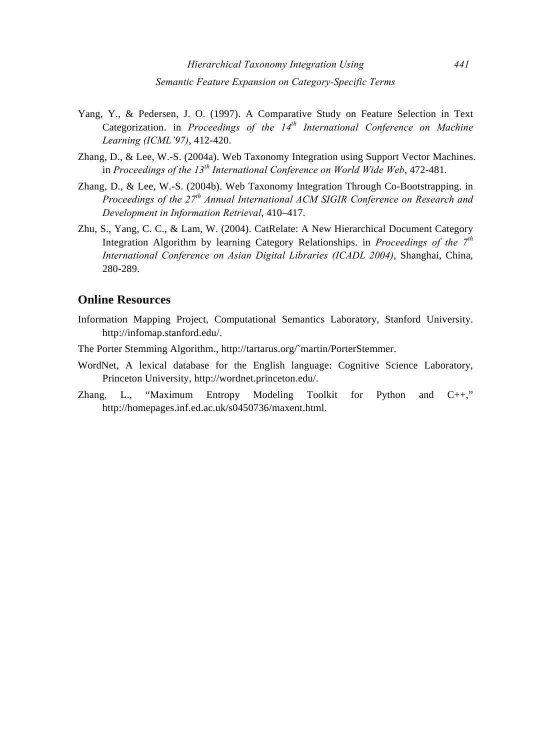Yang, Y., & Pedersen, J. O. (1997). A Comparative Study on Feature Selection in Text Categorization. in *Proceedings of the 14th International Conference on Machine Learning (ICML'97)*, 412-420.

Zhang, D., & Lee, W.-S. (2004a). Web Taxonomy Integration using Support Vector Machines. in *Proceedings of the 13th International Conference on World Wide Web*, 472-481.

Zhang, D., & Lee, W.-S. (2004b). Web Taxonomy Integration Through Co-Bootstrapping. in *Proceedings of the 27th Annual International ACM SIGIR Conference on Research and Development in Information Retrieval*, 410–417.

Zhu, S., Yang, C. C., & Lam, W. (2004). CatRelate: A New Hierarchical Document Category Integration Algorithm by learning Category Relationships. in *Proceedings of the 7th International Conference on Asian Digital Libraries (ICADL 2004)*, Shanghai, China, 280-289.

## Online Resources

Information Mapping Project, Computational Semantics Laboratory, Stanford University. http://infomap.stanford.edu/.

The Porter Stemming Algorithm., http://tartarus.org/˜martin/PorterStemmer.

WordNet, A lexical database for the English language: Cognitive Science Laboratory, Princeton University, http://wordnet.princeton.edu/.

Zhang, L., "Maximum Entropy Modeling Toolkit for Python and C++," http://homepages.inf.ed.ac.uk/s0450736/maxent.html.